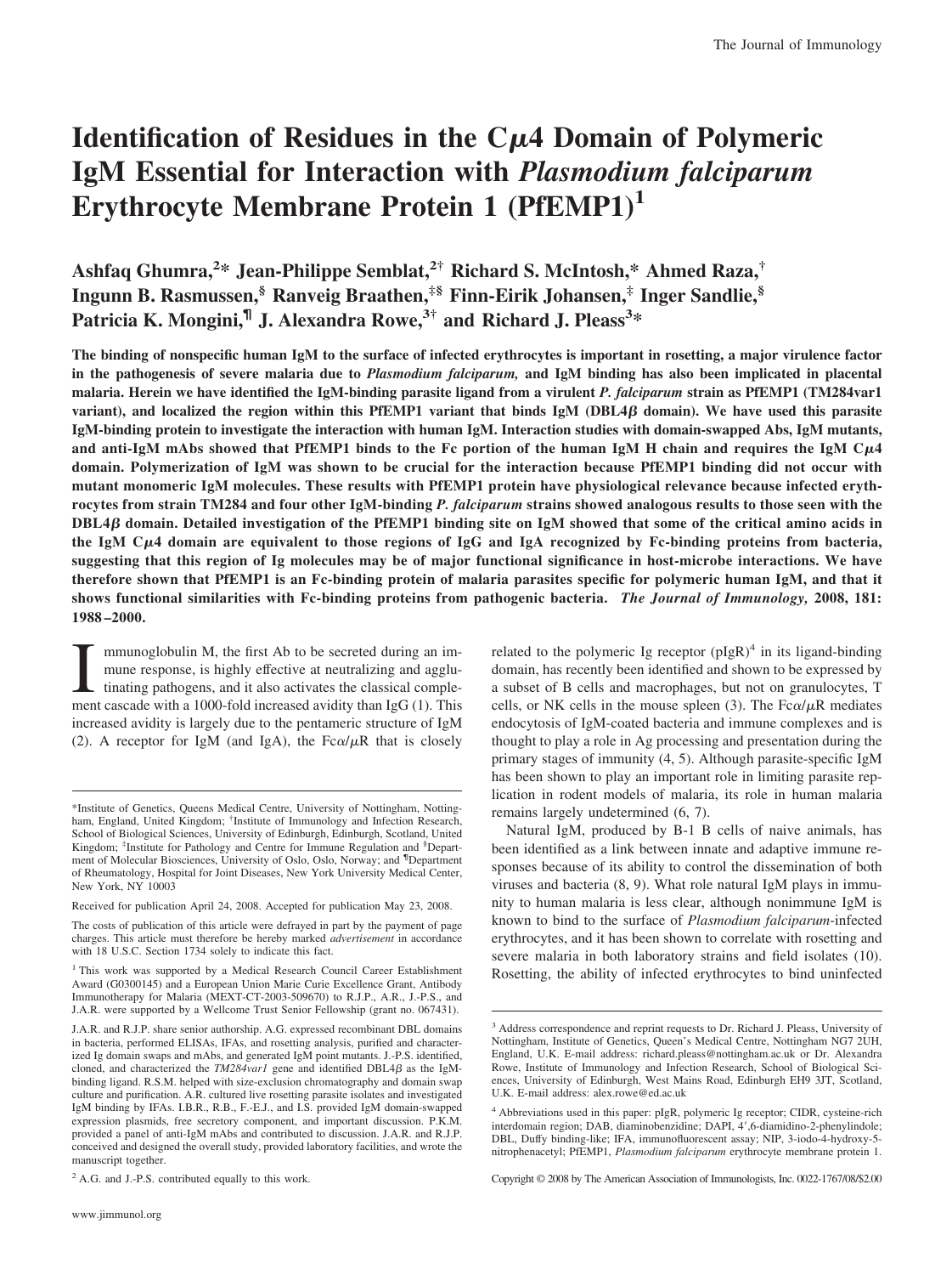# Identification of Residues in the Cμ4 Domain of Polymeric IgM Essential for Interaction with *Plasmodium falciparum* Erythrocyte Membrane Protein 1 (PfEMP1)[1]

**Ashfaq Ghumra,[2*] Jean-Philippe Semblat,[2†] Richard S. McIntosh,[*] Ahmed Raza,[†] Ingunn B. Rasmussen,[§] Ranveig Braathen,[‡§] Finn-Eirik Johansen,[‡] Inger Sandlie,[§] Patricia K. Mongini,[¶] J. Alexandra Rowe,[3†] and Richard J. Pleass[3*]**

**The binding of nonspecific human IgM to the surface of infected erythrocytes is important in rosetting, a major virulence factor in the pathogenesis of severe malaria due to *Plasmodium falciparum,* and IgM binding has also been implicated in placental malaria. Herein we have identified the IgM-binding parasite ligand from a virulent *P. falciparum* strain as PfEMP1 (TM284var1 variant), and localized the region within this PfEMP1 variant that binds IgM (DBL4β domain). We have used this parasite IgM-binding protein to investigate the interaction with human IgM. Interaction studies with domain-swapped Abs, IgM mutants, and anti-IgM mAbs showed that PfEMP1 binds to the Fc portion of the human IgM H chain and requires the IgM Cμ4 domain. Polymerization of IgM was shown to be crucial for the interaction because PfEMP1 binding did not occur with mutant monomeric IgM molecules. These results with PfEMP1 protein have physiological relevance because infected erythrocytes from strain TM284 and four other IgM-binding *P. falciparum* strains showed analogous results to those seen with the DBL4β domain. Detailed investigation of the PfEMP1 binding site on IgM showed that some of the critical amino acids in the IgM Cμ4 domain are equivalent to those regions of IgG and IgA recognized by Fc-binding proteins from bacteria, suggesting that this region of Ig molecules may be of major functional significance in host-microbe interactions. We have therefore shown that PfEMP1 is an Fc-binding protein of malaria parasites specific for polymeric human IgM, and that it shows functional similarities with Fc-binding proteins from pathogenic bacteria.** *The Journal of Immunology,* **2008, 181: 1988–2000.**

Immunoglobulin M, the first Ab to be secreted during an immune response, is highly effective at neutralizing and agglutinating pathogens, and it also activates the classical complement cascade with a 1000-fold increased avidity than IgG (1). This increased avidity is largely due to the pentameric structure of IgM (2). A receptor for IgM (and IgA), the Fcα/μR that is closely related to the polymeric Ig receptor (pIgR)[4] in its ligand-binding domain, has recently been identified and shown to be expressed by a subset of B cells and macrophages, but not on granulocytes, T cells, or NK cells in the mouse spleen (3). The Fcα/μR mediates endocytosis of IgM-coated bacteria and immune complexes and is thought to play a role in Ag processing and presentation during the primary stages of immunity (4, 5). Although parasite-specific IgM has been shown to play an important role in limiting parasite replication in rodent models of malaria, its role in human malaria remains largely undetermined (6, 7).

Natural IgM, produced by B-1 B cells of naive animals, has been identified as a link between innate and adaptive immune responses because of its ability to control the dissemination of both viruses and bacteria (8, 9). What role natural IgM plays in immunity to human malaria is less clear, although nonimmune IgM is known to bind to the surface of *Plasmodium falciparum*-infected erythrocytes, and it has been shown to correlate with rosetting and severe malaria in both laboratory strains and field isolates (10). Rosetting, the ability of infected erythrocytes to bind uninfected

---

*Institute of Genetics, Queens Medical Centre, University of Nottingham, Nottingham, England, United Kingdom; †Institute of Immunology and Infection Research, School of Biological Sciences, University of Edinburgh, Edinburgh, Scotland, United Kingdom; ‡Institute for Pathology and Centre for Immune Regulation and §Department of Molecular Biosciences, University of Oslo, Oslo, Norway; and ¶Department of Rheumatology, Hospital for Joint Diseases, New York University Medical Center, New York, NY 10003

Received for publication April 24, 2008. Accepted for publication May 23, 2008.

The costs of publication of this article were defrayed in part by the payment of page charges. This article must therefore be hereby marked *advertisement* in accordance with 18 U.S.C. Section 1734 solely to indicate this fact.

[1] This work was supported by a Medical Research Council Career Establishment Award (G0300145) and a European Union Marie Curie Excellence Grant, Antibody Immunotherapy for Malaria (MEXT-CT-2003-509670) to R.J.P., A.R., J.-P.S., and J.A.R. were supported by a Wellcome Trust Senior Fellowship (grant no. 067431).

J.A.R. and R.J.P. share senior authorship. A.G. expressed recombinant DBL domains in bacteria, performed ELISAs, IFAs, and rosetting analysis, purified and characterized Ig domain swaps and mAbs, and generated IgM point mutants. J.-P.S. identified, cloned, and characterized the *TM284var1* gene and identified DBL4β as the IgM-binding ligand. R.S.M. helped with size-exclusion chromatography and domain swap culture and purification. A.R. cultured live rosetting parasite isolates and investigated IgM binding by IFAs. I.B.R., R.B., F.-E.J., and I.S. provided IgM domain-swapped expression plasmids, free secretory component, and important discussion. P.K.M. provided a panel of anti-IgM mAbs and contributed to discussion. J.A.R. and R.J.P. conceived and designed the overall study, provided laboratory facilities, and wrote the manuscript together.

[2] A.G. and J.-P.S. contributed equally to this work.

[3] Address correspondence and reprint requests to Dr. Richard J. Pleass, University of Nottingham, Institute of Genetics, Queen's Medical Centre, Nottingham NG7 2UH, England, U.K. E-mail address: richard.pleass@nottingham.ac.uk or Dr. Alexandra Rowe, Institute of Immunology and Infection Research, School of Biological Sciences, University of Edinburgh, West Mains Road, Edinburgh EH9 3JT, Scotland, U.K. E-mail address: alex.rowe@ed.ac.uk

[4] Abbreviations used in this paper: pIgR, polymeric Ig receptor; CIDR, cysteine-rich interdomain region; DAB, diaminobenzidine; DAPI, 4′,6-diamidino-2-phenylindole; DBL, Duffy binding-like; IFA, immunofluorescent assay; NIP, 3-iodo-4-hydroxy-5-nitrophenacetyl; PfEMP1, *Plasmodium falciparum* erythrocyte membrane protein 1.

Copyright © 2008 by The American Association of Immunologists, Inc. 0022-1767/08/$2.00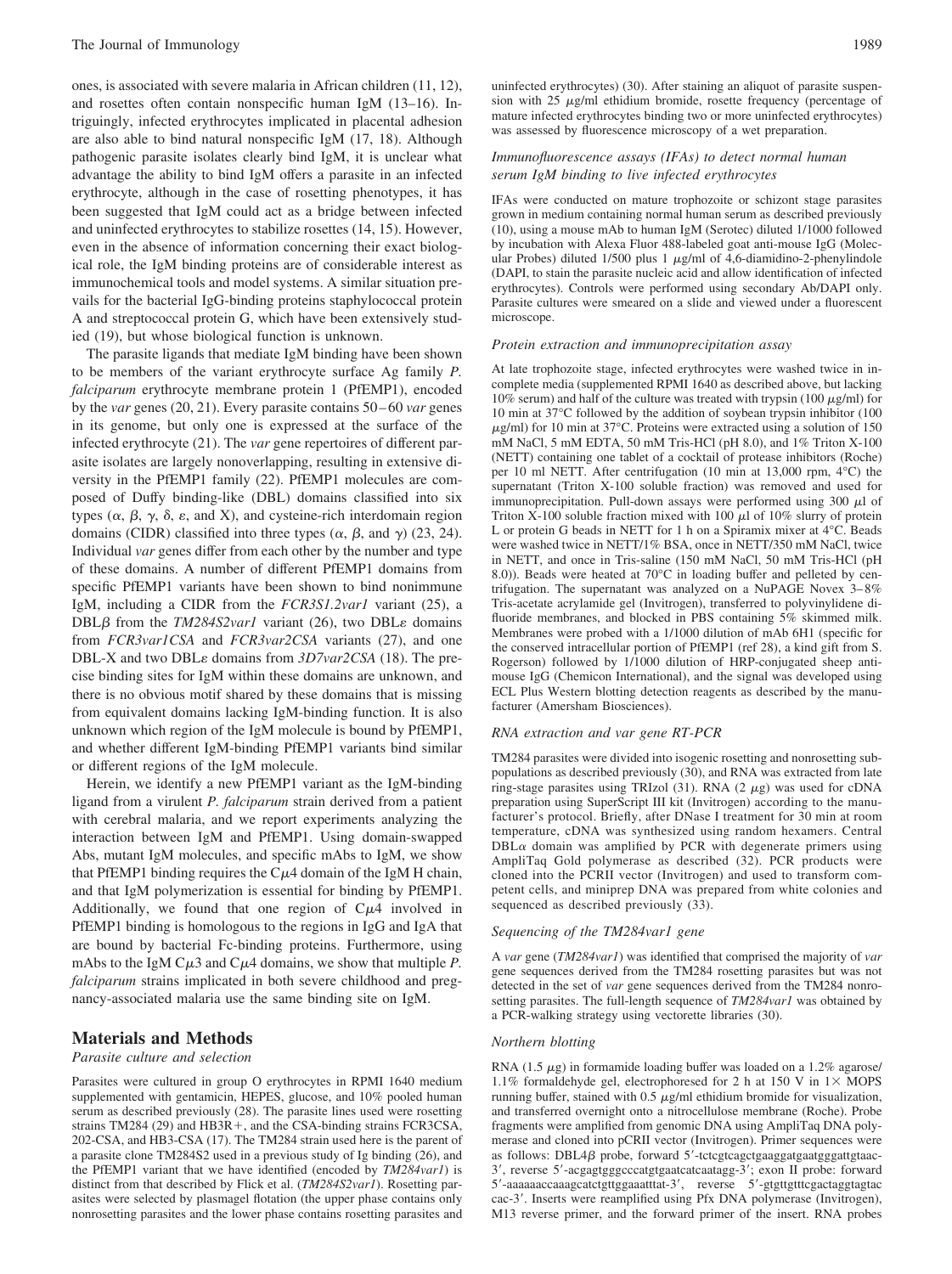ones, is associated with severe malaria in African children (11, 12), and rosettes often contain nonspecific human IgM (13–16). Intriguingly, infected erythrocytes implicated in placental adhesion are also able to bind natural nonspecific IgM (17, 18). Although pathogenic parasite isolates clearly bind IgM, it is unclear what advantage the ability to bind IgM offers a parasite in an infected erythrocyte, although in the case of rosetting phenotypes, it has been suggested that IgM could act as a bridge between infected and uninfected erythrocytes to stabilize rosettes (14, 15). However, even in the absence of information concerning their exact biological role, the IgM binding proteins are of considerable interest as immunochemical tools and model systems. A similar situation prevails for the bacterial IgG-binding proteins staphylococcal protein A and streptococcal protein G, which have been extensively studied (19), but whose biological function is unknown.

The parasite ligands that mediate IgM binding have been shown to be members of the variant erythrocyte surface Ag family *P. falciparum* erythrocyte membrane protein 1 (PfEMP1), encoded by the *var* genes (20, 21). Every parasite contains 50–60 *var* genes in its genome, but only one is expressed at the surface of the infected erythrocyte (21). The *var* gene repertoires of different parasite isolates are largely nonoverlapping, resulting in extensive diversity in the PfEMP1 family (22). PfEMP1 molecules are composed of Duffy binding-like (DBL) domains classified into six types ($\alpha$, $\beta$, $\gamma$, $\delta$, $\varepsilon$, and X), and cysteine-rich interdomain region domains (CIDR) classified into three types ($\alpha$, $\beta$, and $\gamma$) (23, 24). Individual *var* genes differ from each other by the number and type of these domains. A number of different PfEMP1 domains from specific PfEMP1 variants have been shown to bind nonimmune IgM, including a CIDR from the *FCR3S1.2var1* variant (25), a DBL$\beta$ from the *TM284S2var1* variant (26), two DBL$\varepsilon$ domains from *FCR3var1CSA* and *FCR3var2CSA* variants (27), and one DBL-X and two DBL$\varepsilon$ domains from *3D7var2CSA* (18). The precise binding sites for IgM within these domains are unknown, and there is no obvious motif shared by these domains that is missing from equivalent domains lacking IgM-binding function. It is also unknown which region of the IgM molecule is bound by PfEMP1, and whether different IgM-binding PfEMP1 variants bind similar or different regions of the IgM molecule.

Herein, we identify a new PfEMP1 variant as the IgM-binding ligand from a virulent *P. falciparum* strain derived from a patient with cerebral malaria, and we report experiments analyzing the interaction between IgM and PfEMP1. Using domain-swapped Abs, mutant IgM molecules, and specific mAbs to IgM, we show that PfEMP1 binding requires the C$\mu$4 domain of the IgM H chain, and that IgM polymerization is essential for binding by PfEMP1. Additionally, we found that one region of C$\mu$4 involved in PfEMP1 binding is homologous to the regions in IgG and IgA that are bound by bacterial Fc-binding proteins. Furthermore, using mAbs to the IgM C$\mu$3 and C$\mu$4 domains, we show that multiple *P. falciparum* strains implicated in both severe childhood and pregnancy-associated malaria use the same binding site on IgM.

## Materials and Methods

### Parasite culture and selection

Parasites were cultured in group O erythrocytes in RPMI 1640 medium supplemented with gentamicin, HEPES, glucose, and 10% pooled human serum as described previously (28). The parasite lines used were rosetting strains TM284 (29) and HB3R+, and the CSA-binding strains FCR3CSA, 202-CSA, and HB3-CSA (17). The TM284 strain used here is the parent of a parasite clone TM284S2 used in a previous study of Ig binding (26), and the PfEMP1 variant that we have identified (encoded by *TM284var1*) is distinct from that described by Flick et al. (*TM284S2var1*). Rosetting parasites were selected by plasmagel flotation (the upper phase contains only nonrosetting parasites and the lower phase contains rosetting parasites and uninfected erythrocytes) (30). After staining an aliquot of parasite suspension with 25 $\mu$g/ml ethidium bromide, rosette frequency (percentage of mature infected erythrocytes binding two or more uninfected erythrocytes) was assessed by fluorescence microscopy of a wet preparation.

### Immunofluorescence assays (IFAs) to detect normal human serum IgM binding to live infected erythrocytes

IFAs were conducted on mature trophozoite or schizont stage parasites grown in medium containing normal human serum as described previously (10), using a mouse mAb to human IgM (Serotec) diluted 1/1000 followed by incubation with Alexa Fluor 488-labeled goat anti-mouse IgG (Molecular Probes) diluted 1/500 plus 1 $\mu$g/ml of 4,6-diamidino-2-phenylindole (DAPI, to stain the parasite nucleic acid and allow identification of infected erythrocytes). Controls were performed using secondary Ab/DAPI only. Parasite cultures were smeared on a slide and viewed under a fluorescent microscope.

### Protein extraction and immunoprecipitation assay

At late trophozoite stage, infected erythrocytes were washed twice in incomplete media (supplemented RPMI 1640 as described above, but lacking 10% serum) and half of the culture was treated with trypsin (100 $\mu$g/ml) for 10 min at 37°C followed by the addition of soybean trypsin inhibitor (100 $\mu$g/ml) for 10 min at 37°C. Proteins were extracted using a solution of 150 mM NaCl, 5 mM EDTA, 50 mM Tris-HCl (pH 8.0), and 1% Triton X-100 (NETT) containing one tablet of a cocktail of protease inhibitors (Roche) per 10 ml NETT. After centrifugation (10 min at 13,000 rpm, 4°C) the supernatant (Triton X-100 soluble fraction) was removed and used for immunoprecipitation. Pull-down assays were performed using 300 $\mu$l of Triton X-100 soluble fraction mixed with 100 $\mu$l of 10% slurry of protein L or protein G beads in NETT for 1 h on a Spiramix mixer at 4°C. Beads were washed twice in NETT/1% BSA, once in NETT/350 mM NaCl, twice in NETT, and once in Tris-saline (150 mM NaCl, 50 mM Tris-HCl (pH 8.0)). Beads were heated at 70°C in loading buffer and pelleted by centrifugation. The supernatant was analyzed on a NuPAGE Novex 3–8% Tris-acetate acrylamide gel (Invitrogen), transferred to polyvinylidene difluoride membranes, and blocked in PBS containing 5% skimmed milk. Membranes were probed with a 1/1000 dilution of mAb 6H1 (specific for the conserved intracellular portion of PfEMP1 (ref 28), a kind gift from S. Rogerson) followed by 1/1000 dilution of HRP-conjugated sheep anti-mouse IgG (Chemicon International), and the signal was developed using ECL Plus Western blotting detection reagents as described by the manufacturer (Amersham Biosciences).

### RNA extraction and var gene RT-PCR

TM284 parasites were divided into isogenic rosetting and nonrosetting subpopulations as described previously (30), and RNA was extracted from late ring-stage parasites using TRIzol (31). RNA (2 $\mu$g) was used for cDNA preparation using SuperScript III kit (Invitrogen) according to the manufacturer's protocol. Briefly, after DNase I treatment for 30 min at room temperature, cDNA was synthesized using random hexamers. Central DBL$\alpha$ domain was amplified by PCR with degenerate primers using AmpliTaq Gold polymerase as described (32). PCR products were cloned into the PCRII vector (Invitrogen) and used to transform competent cells, and miniprep DNA was prepared from white colonies and sequenced as described previously (33).

### Sequencing of the TM284var1 gene

A *var* gene (*TM284var1*) was identified that comprised the majority of *var* gene sequences derived from the TM284 rosetting parasites but was not detected in the set of *var* gene sequences derived from the TM284 nonrosetting parasites. The full-length sequence of *TM284var1* was obtained by a PCR-walking strategy using vectorette libraries (30).

### Northern blotting

RNA (1.5 $\mu$g) in formamide loading buffer was loaded on a 1.2% agarose/1.1% formaldehyde gel, electrophoresed for 2 h at 150 V in 1× MOPS running buffer, stained with 0.5 $\mu$g/ml ethidium bromide for visualization, and transferred overnight onto a nitrocellulose membrane (Roche). Probe fragments were amplified from genomic DNA using AmpliTaq DNA polymerase and cloned into pCRII vector (Invitrogen). Primer sequences were as follows: DBL4$\beta$ probe, forward 5′-tctcgtcagctgaaggatgaatgggattgtaac-3′, reverse 5′-acgagtgggcccatgtgaatcatcaatagg-3′; exon II probe: forward 5′-aaaaaaccaaagcatctgttggaaatttat-3′, reverse 5′-gtgttgtttcgactaggtagtac cac-3′. Inserts were reamplified using Pfx DNA polymerase (Invitrogen), M13 reverse primer, and the forward primer of the insert. RNA probes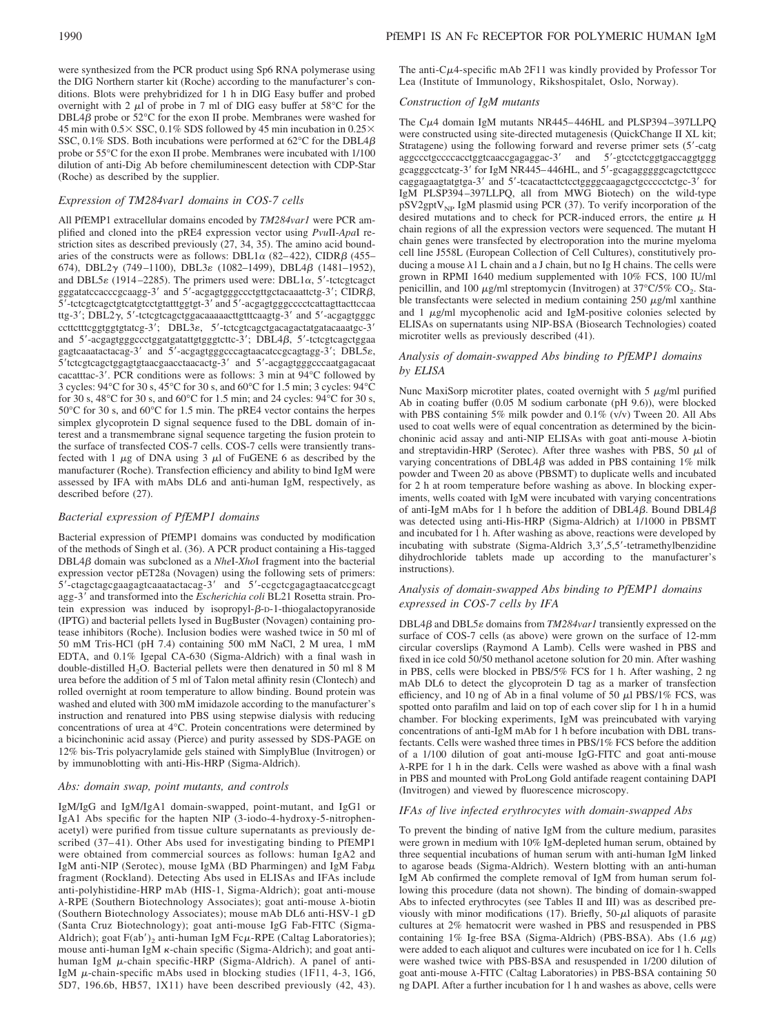were synthesized from the PCR product using Sp6 RNA polymerase using the DIG Northern starter kit (Roche) according to the manufacturer's conditions. Blots were prehybridized for 1 h in DIG Easy buffer and probed overnight with 2 μl of probe in 7 ml of DIG easy buffer at 58°C for the DBL4β probe or 52°C for the exon II probe. Membranes were washed for 45 min with 0.5× SSC, 0.1% SDS followed by 45 min incubation in 0.25× SSC, 0.1% SDS. Both incubations were performed at 62°C for the DBL4β probe or 55°C for the exon II probe. Membranes were incubated with 1/100 dilution of anti-Dig Ab before chemiluminescent detection with CDP-Star (Roche) as described by the supplier.

### Expression of TM284var1 domains in COS-7 cells

All PfEMP1 extracellular domains encoded by *TM284var1* were PCR amplified and cloned into the pRE4 expression vector using *Pvu*II-*Apa*I restriction sites as described previously (27, 34, 35). The amino acid boundaries of the constructs were as follows: DBL1α (82–422), CIDRβ (455–674), DBL2γ (749–1100), DBL3ε (1082–1499), DBL4β (1481–1952), and DBL5ε (1914–2285). The primers used were: DBL1α, 5′-tctcgtcagct gggatatccacccgcaagg-3′ and 5′-acgagtgggccctgttgctacaaattctg-3′; CIDRβ, 5′-tctcgtcagctgtcatgtcctgtatttggtgt-3′ and 5′-acgagtgggcccctcattagttacttccaa ttg-3′; DBL2γ, 5′-tctcgtcagctggacaaaaacttgtttcaagtg-3′ and 5′-acgagtgggc ccttctttcggtggtgtatcg-3′; DBL3ε, 5′-tctcgtcagctgacagactatgatacaaatgc-3′ and 5′-acgagtgggccctggatgatattgtgggtcttc-3′; DBL4β, 5′-tctcgtcagctggaa gagtcaaatactacag-3′ and 5′-acgagtgggcccagtaacatccgcagtagg-3′; DBL5ε, 5′tctcgtcagctggagtgtaacgaacctaacactg-3′ and 5′-acgagtgggcccaatgagacaat cacatttac-3′. PCR conditions were as follows: 3 min at 94°C followed by 3 cycles: 94°C for 30 s, 45°C for 30 s, and 60°C for 1.5 min; 3 cycles: 94°C for 30 s, 48°C for 30 s, and 60°C for 1.5 min; and 24 cycles: 94°C for 30 s, 50°C for 30 s, and 60°C for 1.5 min. The pRE4 vector contains the herpes simplex glycoprotein D signal sequence fused to the DBL domain of interest and a transmembrane signal sequence targeting the fusion protein to the surface of transfected COS-7 cells. COS-7 cells were transiently transfected with 1 μg of DNA using 3 μl of FuGENE 6 as described by the manufacturer (Roche). Transfection efficiency and ability to bind IgM were assessed by IFA with mAbs DL6 and anti-human IgM, respectively, as described before (27).

### Bacterial expression of PfEMP1 domains

Bacterial expression of PfEMP1 domains was conducted by modification of the methods of Singh et al. (36). A PCR product containing a His-tagged DBL4β domain was subcloned as a *Nhe*I-*Xho*I fragment into the bacterial expression vector pET28a (Novagen) using the following sets of primers: 5′-ctagctagcgaagagtcaaatactacag-3′ and 5′-ccgctcgagagtaacatccgcagt agg-3′ and transformed into the *Escherichia coli* BL21 Rosetta strain. Protein expression was induced by isopropyl-β-D-1-thiogalactopyranoside (IPTG) and bacterial pellets lysed in BugBuster (Novagen) containing protease inhibitors (Roche). Inclusion bodies were washed twice in 50 ml of 50 mM Tris-HCl (pH 7.4) containing 500 mM NaCl, 2 M urea, 1 mM EDTA, and 0.1% Igepal CA-630 (Sigma-Aldrich) with a final wash in double-distilled $H_2O$. Bacterial pellets were then denatured in 50 ml 8 M urea before the addition of 5 ml of Talon metal affinity resin (Clontech) and rolled overnight at room temperature to allow binding. Bound protein was washed and eluted with 300 mM imidazole according to the manufacturer's instruction and renatured into PBS using stepwise dialysis with reducing concentrations of urea at 4°C. Protein concentrations were determined by a bicinchoninic acid assay (Pierce) and purity assessed by SDS-PAGE on 12% bis-Tris polyacrylamide gels stained with SimplyBlue (Invitrogen) or by immunoblotting with anti-His-HRP (Sigma-Aldrich).

### Abs: domain swap, point mutants, and controls

IgM/IgG and IgM/IgA1 domain-swapped, point-mutant, and IgG1 or IgA1 Abs specific for the hapten NIP (3-iodo-4-hydroxy-5-nitrophenacetyl) were purified from tissue culture supernatants as previously described (37–41). Other Abs used for investigating binding to PfEMP1 were obtained from commercial sources as follows: human IgA2 and IgM anti-NIP (Serotec), mouse IgMλ (BD Pharmingen) and IgM Fabμ fragment (Rockland). Detecting Abs used in ELISAs and IFAs include anti-polyhistidine-HRP mAb (HIS-1, Sigma-Aldrich); goat anti-mouse λ-RPE (Southern Biotechnology Associates); goat anti-mouse λ-biotin (Southern Biotechnology Associates); mouse mAb DL6 anti-HSV-1 gD (Santa Cruz Biotechnology); goat anti-mouse IgG Fab-FITC (Sigma-Aldrich); goat F(ab′)$_2$ anti-human IgM Fcμ-RPE (Caltag Laboratories); mouse anti-human IgM κ-chain specific (Sigma-Aldrich); and goat anti-human IgM μ-chain specific-HRP (Sigma-Aldrich). A panel of anti-IgM μ-chain-specific mAbs used in blocking studies (1F11, 4-3, 1G6, 5D7, 196.6b, HB57, 1X11) have been described previously (42, 43). The anti-Cμ4-specific mAb 2F11 was kindly provided by Professor Tor Lea (Institute of Immunology, Rikshospitalet, Oslo, Norway).

### Construction of IgM mutants

The Cμ4 domain IgM mutants NR445–446HL and PLSP394–397LLPQ were constructed using site-directed mutagenesis (QuickChange II XL kit; Stratagene) using the following forward and reverse primer sets (5′-catg aggccctgccccacctggtcaaccgagaggac-3′ and 5′-gtcctctcggtgaccaggtggg gcagggcctcatg-3′ for IgM NR445–446HL, and 5′-gcagagggggcagctcttgccc caggagaagtatgtga-3′ and 5′-tcacatacttctcctggggcaagagctgccccctctgc-3′ for IgM PLSP394–397LLPQ, all from MWG Biotech) on the wild-type pSV2gptV$_{NP}$ IgM plasmid using PCR (37). To verify incorporation of the desired mutations and to check for PCR-induced errors, the entire μ H chain regions of all the expression vectors were sequenced. The mutant H chain genes were transfected by electroporation into the murine myeloma cell line J558L (European Collection of Cell Cultures), constitutively producing a mouse λ1 L chain and a J chain, but no Ig H chains. The cells were grown in RPMI 1640 medium supplemented with 10% FCS, 100 IU/ml penicillin, and 100 μg/ml streptomycin (Invitrogen) at 37°C/5% $CO_2$. Stable transfectants were selected in medium containing 250 μg/ml xanthine and 1 μg/ml mycophenolic acid and IgM-positive colonies selected by ELISAs on supernatants using NIP-BSA (Biosearch Technologies) coated microtiter wells as previously described (41).

### Analysis of domain-swapped Abs binding to PfEMP1 domains by ELISA

Nunc MaxiSorp microtiter plates, coated overnight with 5 μg/ml purified Ab in coating buffer (0.05 M sodium carbonate (pH 9.6)), were blocked with PBS containing 5% milk powder and 0.1% (v/v) Tween 20. All Abs used to coat wells were of equal concentration as determined by the bicinchoninic acid assay and anti-NIP ELISAs with goat anti-mouse λ-biotin and streptavidin-HRP (Serotec). After three washes with PBS, 50 μl of varying concentrations of DBL4β was added in PBS containing 1% milk powder and Tween 20 as above (PBSMT) to duplicate wells and incubated for 2 h at room temperature before washing as above. In blocking experiments, wells coated with IgM were incubated with varying concentrations of anti-IgM mAbs for 1 h before the addition of DBL4β. Bound DBL4β was detected using anti-His-HRP (Sigma-Aldrich) at 1/1000 in PBSMT and incubated for 1 h. After washing as above, reactions were developed by incubating with substrate (Sigma-Aldrich 3,3′,5,5′-tetramethylbenzidine dihydrochloride tablets made up according to the manufacturer's instructions).

### Analysis of domain-swapped Abs binding to PfEMP1 domains expressed in COS-7 cells by IFA

DBL4β and DBL5ε domains from *TM284var1* transiently expressed on the surface of COS-7 cells (as above) were grown on the surface of 12-mm circular coverslips (Raymond A Lamb). Cells were washed in PBS and fixed in ice cold 50/50 methanol acetone solution for 20 min. After washing in PBS, cells were blocked in PBS/5% FCS for 1 h. After washing, 2 ng mAb DL6 to detect the glycoprotein D tag as a marker of transfection efficiency, and 10 ng of Ab in a final volume of 50 μl PBS/1% FCS, was spotted onto parafilm and laid on top of each cover slip for 1 h in a humid chamber. For blocking experiments, IgM was preincubated with varying concentrations of anti-IgM mAb for 1 h before incubation with DBL transfectants. Cells were washed three times in PBS/1% FCS before the addition of a 1/100 dilution of goat anti-mouse IgG-FITC and goat anti-mouse λ-RPE for 1 h in the dark. Cells were washed as above with a final wash in PBS and mounted with ProLong Gold antifade reagent containing DAPI (Invitrogen) and viewed by fluorescence microscopy.

### IFAs of live infected erythrocytes with domain-swapped Abs

To prevent the binding of native IgM from the culture medium, parasites were grown in medium with 10% IgM-depleted human serum, obtained by three sequential incubations of human serum with anti-human IgM linked to agarose beads (Sigma-Aldrich). Western blotting with an anti-human IgM Ab confirmed the complete removal of IgM from human serum following this procedure (data not shown). The binding of domain-swapped Abs to infected erythrocytes (see Tables II and III) was as described previously with minor modifications (17). Briefly, 50-μl aliquots of parasite cultures at 2% hematocrit were washed in PBS and resuspended in PBS containing 1% Ig-free BSA (Sigma-Aldrich) (PBS-BSA). Abs (1.6 μg) were added to each aliquot and cultures were incubated on ice for 1 h. Cells were washed twice with PBS-BSA and resuspended in 1/200 dilution of goat anti-mouse λ-FITC (Caltag Laboratories) in PBS-BSA containing 50 ng DAPI. After a further incubation for 1 h and washes as above, cells were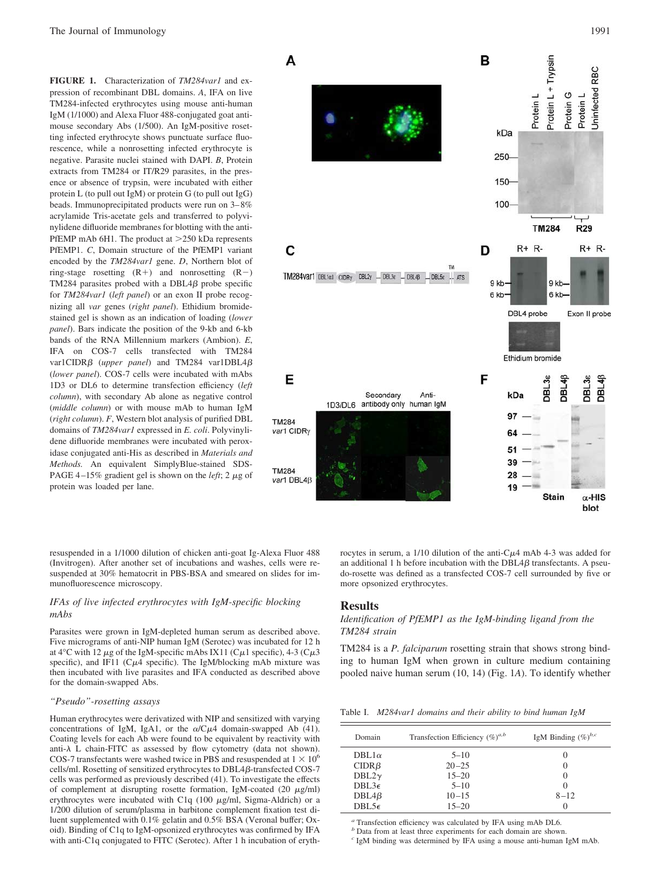**FIGURE 1.** Characterization of *TM284var1* and expression of recombinant DBL domains. *A*, IFA on live TM284-infected erythrocytes using mouse anti-human IgM (1/1000) and Alexa Fluor 488-conjugated goat anti-mouse secondary Abs (1/500). An IgM-positive rosetting infected erythrocyte shows punctuate surface fluorescence, while a nonrosetting infected erythrocyte is negative. Parasite nuclei stained with DAPI. *B*, Protein extracts from TM284 or IT/R29 parasites, in the presence or absence of trypsin, were incubated with either protein L (to pull out IgM) or protein G (to pull out IgG) beads. Immunoprecipitated products were run on 3–8% acrylamide Tris-acetate gels and transferred to polyvinylidene difluoride membranes for blotting with the anti-PfEMP mAb 6H1. The product at >250 kDa represents PfEMP1. *C*, Domain structure of the PfEMP1 variant encoded by the *TM284var1* gene. *D*, Northern blot of ring-stage rosetting (R+) and nonrosetting (R−) TM284 parasites probed with a DBL4β probe specific for *TM284var1* (*left panel*) or an exon II probe recognizing all *var* genes (*right panel*). Ethidium bromide-stained gel is shown as an indication of loading (*lower panel*). Bars indicate the position of the 9-kb and 6-kb bands of the RNA Millennium markers (Ambion). *E*, IFA on COS-7 cells transfected with TM284 var1CIDRβ (*upper panel*) and TM284 var1DBL4β (*lower panel*). COS-7 cells were incubated with mAbs 1D3 or DL6 to determine transfection efficiency (*left column*), with secondary Ab alone as negative control (*middle column*) or with mouse mAb to human IgM (*right column*). *F*, Western blot analysis of purified DBL domains of *TM284var1* expressed in *E. coli*. Polyvinylidene difluoride membranes were incubated with peroxidase conjugated anti-His as described in *Materials and Methods*. An equivalent SimplyBlue-stained SDS-PAGE 4–15% gradient gel is shown on the *left*; 2 μg of protein was loaded per lane.

resuspended in a 1/1000 dilution of chicken anti-goat Ig-Alexa Fluor 488 (Invitrogen). After another set of incubations and washes, cells were resuspended at 30% hematocrit in PBS-BSA and smeared on slides for immunofluorescence microscopy.

### *IFAs of live infected erythrocytes with IgM-specific blocking mAbs*

Parasites were grown in IgM-depleted human serum as described above. Five micrograms of anti-NIP human IgM (Serotec) was incubated for 12 h at 4°C with 12 μg of the IgM-specific mAbs IX11 (Cμ1 specific), 4-3 (Cμ3 specific), and IF11 (Cμ4 specific). The IgM/blocking mAb mixture was then incubated with live parasites and IFA conducted as described above for the domain-swapped Abs.

### *"Pseudo"-rosetting assays*

Human erythrocytes were derivatized with NIP and sensitized with varying concentrations of IgM, IgA1, or the α/Cμ4 domain-swapped Ab (41). Coating levels for each Ab were found to be equivalent by reactivity with anti-λ L chain-FITC as assessed by flow cytometry (data not shown). COS-7 transfectants were washed twice in PBS and resuspended at $1 \times 10^6$ cells/ml. Rosetting of sensitized erythrocytes to DBL4β-transfected COS-7 cells was performed as previously described (41). To investigate the effects of complement at disrupting rosette formation, IgM-coated (20 μg/ml) erythrocytes were incubated with C1q (100 μg/ml, Sigma-Aldrich) or a 1/200 dilution of serum/plasma in barbitone complement fixation test diluent supplemented with 0.1% gelatin and 0.5% BSA (Veronal buffer; Oxoid). Binding of C1q to IgM-opsonized erythrocytes was confirmed by IFA with anti-C1q conjugated to FITC (Serotec). After 1 h incubation of erythrocytes in serum, a 1/10 dilution of the anti-Cμ4 mAb 4-3 was added for an additional 1 h before incubation with the DBL4β transfectants. A pseudo-rosette was defined as a transfected COS-7 cell surrounded by five or more opsonized erythrocytes.

## Results

### *Identification of PfEMP1 as the IgM-binding ligand from the TM284 strain*

TM284 is a *P. falciparum* rosetting strain that shows strong binding to human IgM when grown in culture medium containing pooled naive human serum (10, 14) (Fig. 1*A*). To identify whether

Table I. *M284var1 domains and their ability to bind human IgM*

| Domain | Transfection Efficiency (%)[a,b] | IgM Binding (%)[b,c] |
|---|---|---|
| DBL1α | 5–10 | 0 |
| CIDRβ | 20–25 | 0 |
| DBL2γ | 15–20 | 0 |
| DBL3ε | 5–10 | 0 |
| DBL4β | 10–15 | 8–12 |
| DBL5ε | 15–20 | 0 |

[a] Transfection efficiency was calculated by IFA using mAb DL6.
[b] Data from at least three experiments for each domain are shown.
[c] IgM binding was determined by IFA using a mouse anti-human IgM mAb.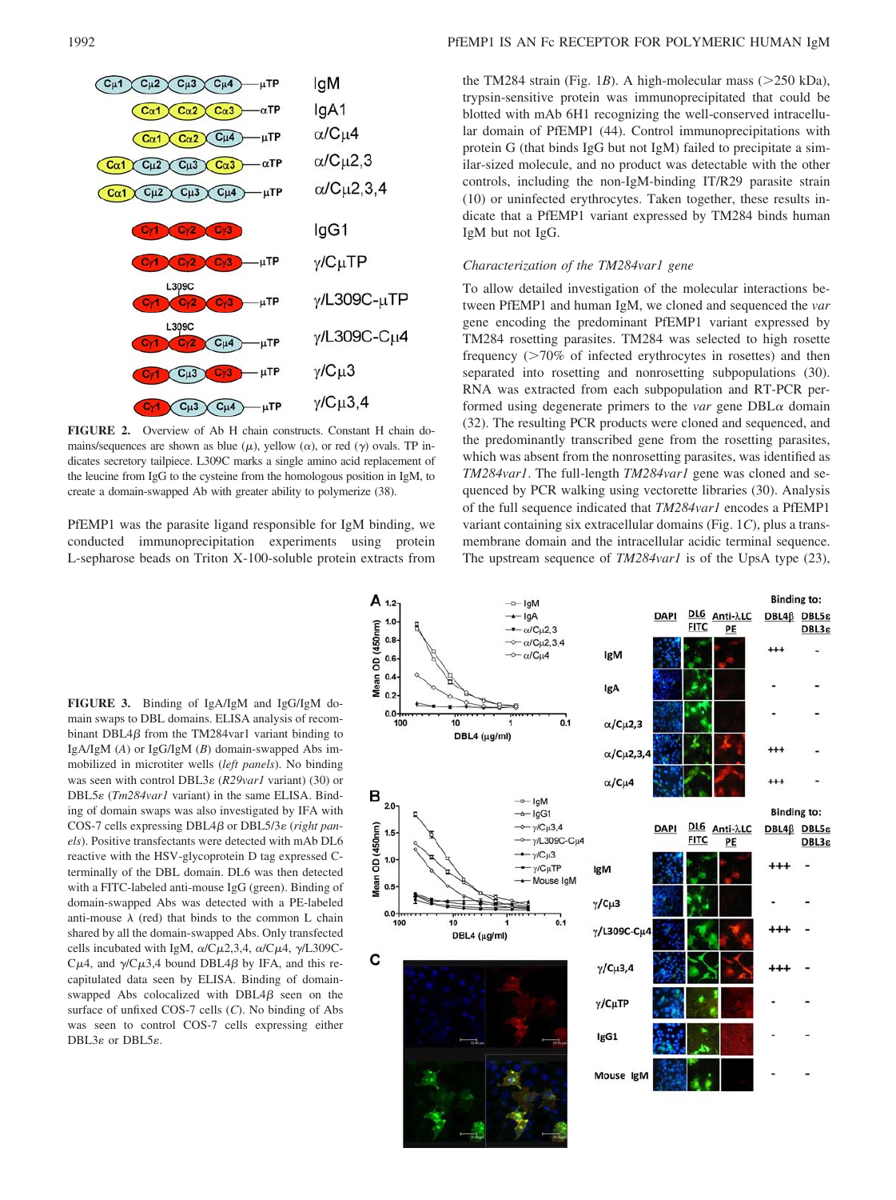FIGURE 2. Overview of Ab H chain constructs. Constant H chain domains/sequences are shown as blue (μ), yellow (α), or red (γ) ovals. TP indicates secretory tailpiece. L309C marks a single amino acid replacement of the leucine from IgG to the cysteine from the homologous position in IgM, to create a domain-swapped Ab with greater ability to polymerize (38).

PfEMP1 was the parasite ligand responsible for IgM binding, we conducted immunoprecipitation experiments using protein L-sepharose beads on Triton X-100-soluble protein extracts from the TM284 strain (Fig. 1*B*). A high-molecular mass (>250 kDa), trypsin-sensitive protein was immunoprecipitated that could be blotted with mAb 6H1 recognizing the well-conserved intracellular domain of PfEMP1 (44). Control immunoprecipitations with protein G (that binds IgG but not IgM) failed to precipitate a similar-sized molecule, and no product was detectable with the other controls, including the non-IgM-binding IT/R29 parasite strain (10) or uninfected erythrocytes. Taken together, these results indicate that a PfEMP1 variant expressed by TM284 binds human IgM but not IgG.

### *Characterization of the TM284var1 gene*

To allow detailed investigation of the molecular interactions between PfEMP1 and human IgM, we cloned and sequenced the *var* gene encoding the predominant PfEMP1 variant expressed by TM284 rosetting parasites. TM284 was selected to high rosette frequency (>70% of infected erythrocytes in rosettes) and then separated into rosetting and nonrosetting subpopulations (30). RNA was extracted from each subpopulation and RT-PCR performed using degenerate primers to the *var* gene DBLα domain (32). The resulting PCR products were cloned and sequenced, and the predominantly transcribed gene from the rosetting parasites, which was absent from the nonrosetting parasites, was identified as *TM284var1*. The full-length *TM284var1* gene was cloned and sequenced by PCR walking using vectorette libraries (30). Analysis of the full sequence indicated that *TM284var1* encodes a PfEMP1 variant containing six extracellular domains (Fig. 1*C*), plus a transmembrane domain and the intracellular acidic terminal sequence. The upstream sequence of *TM284var1* is of the UpsA type (23),

FIGURE 3. Binding of IgA/IgM and IgG/IgM domain swaps to DBL domains. ELISA analysis of recombinant DBL4β from the TM284var1 variant binding to IgA/IgM (*A*) or IgG/IgM (*B*) domain-swapped Abs immobilized in microtiter wells (*left panels*). No binding was seen with control DBL3ε (*R29var1* variant) (30) or DBL5ε (*Tm284var1* variant) in the same ELISA. Binding of domain swaps was also investigated by IFA with COS-7 cells expressing DBL4β or DBL5/3ε (*right panels*). Positive transfectants were detected with mAb DL6 reactive with the HSV-glycoprotein D tag expressed C-terminally of the DBL domain. DL6 was then detected with a FITC-labeled anti-mouse IgG (green). Binding of domain-swapped Abs was detected with a PE-labeled anti-mouse λ (red) that binds to the common L chain shared by all the domain-swapped Abs. Only transfected cells incubated with IgM, α/Cμ2,3,4, α/Cμ4, γ/L309C-Cμ4, and γ/Cμ3,4 bound DBL4β by IFA, and this recapitulated data seen by ELISA. Binding of domain-swapped Abs colocalized with DBL4β seen on the surface of unfixed COS-7 cells (*C*). No binding of Abs was seen to control COS-7 cells expressing either DBL3ε or DBL5ε.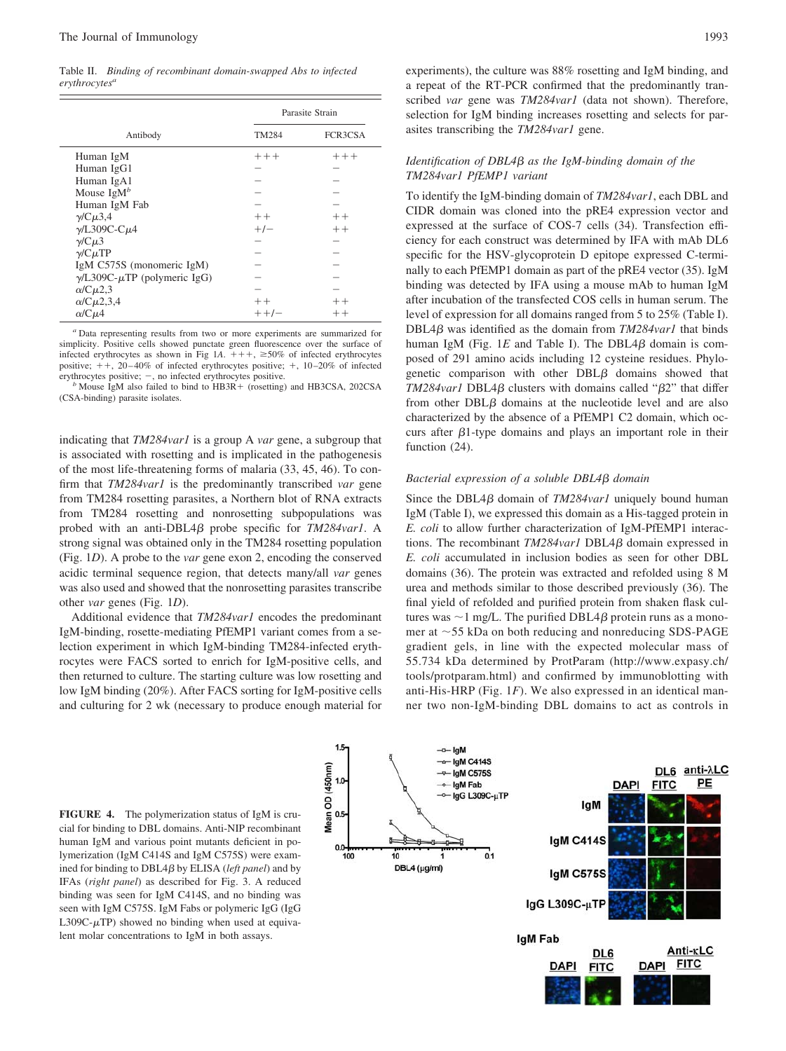Table II. *Binding of recombinant domain-swapped Abs to infected erythrocytes*[a]

| Antibody | Parasite Strain | |
|---|---|---|
| | TM284 | FCR3CSA |
| Human IgM | +++ | +++ |
| Human IgG1 | − | − |
| Human IgA1 | − | − |
| Mouse IgM[b] | − | − |
| Human IgM Fab | − | − |
| γ/Cμ3,4 | ++ | ++ |
| γ/L309C-Cμ4 | +/− | ++ |
| γ/Cμ3 | − | − |
| γ/CμTP | − | − |
| IgM C575S (monomeric IgM) | − | − |
| γ/L309C-μTP (polymeric IgG) | − | − |
| α/Cμ2,3 | − | − |
| α/Cμ2,3,4 | ++ | ++ |
| α/Cμ4 | ++/− | ++ |

[a] Data representing results from two or more experiments are summarized for simplicity. Positive cells showed punctate green fluorescence over the surface of infected erythrocytes as shown in Fig 1*A*. +++, ≥50% of infected erythrocytes positive; ++, 20–40% of infected erythrocytes positive; +, 10–20% of infected erythrocytes positive; −, no infected erythrocytes positive.

[b] Mouse IgM also failed to bind to HB3R+ (rosetting) and HB3CSA, 202CSA (CSA-binding) parasite isolates.

indicating that *TM284var1* is a group A *var* gene, a subgroup that is associated with rosetting and is implicated in the pathogenesis of the most life-threatening forms of malaria (33, 45, 46). To confirm that *TM284var1* is the predominantly transcribed *var* gene from TM284 rosetting parasites, a Northern blot of RNA extracts from TM284 rosetting and nonrosetting subpopulations was probed with an anti-DBL4β probe specific for *TM284var1*. A strong signal was obtained only in the TM284 rosetting population (Fig. 1*D*). A probe to the *var* gene exon 2, encoding the conserved acidic terminal sequence region, that detects many/all *var* genes was also used and showed that the nonrosetting parasites transcribe other *var* genes (Fig. 1*D*).

Additional evidence that *TM284var1* encodes the predominant IgM-binding, rosette-mediating PfEMP1 variant comes from a selection experiment in which IgM-binding TM284-infected erythrocytes were FACS sorted to enrich for IgM-positive cells, and then returned to culture. The starting culture was low rosetting and low IgM binding (20%). After FACS sorting for IgM-positive cells and culturing for 2 wk (necessary to produce enough material for experiments), the culture was 88% rosetting and IgM binding, and a repeat of the RT-PCR confirmed that the predominantly transcribed *var* gene was *TM284var1* (data not shown). Therefore, selection for IgM binding increases rosetting and selects for parasites transcribing the *TM284var1* gene.

### *Identification of DBL4β as the IgM-binding domain of the TM284var1 PfEMP1 variant*

To identify the IgM-binding domain of *TM284var1*, each DBL and CIDR domain was cloned into the pRE4 expression vector and expressed at the surface of COS-7 cells (34). Transfection efficiency for each construct was determined by IFA with mAb DL6 specific for the HSV-glycoprotein D epitope expressed C-terminally to each PfEMP1 domain as part of the pRE4 vector (35). IgM binding was detected by IFA using a mouse mAb to human IgM after incubation of the transfected COS cells in human serum. The level of expression for all domains ranged from 5 to 25% (Table I). DBL4β was identified as the domain from *TM284var1* that binds human IgM (Fig. 1*E* and Table I). The DBL4β domain is composed of 291 amino acids including 12 cysteine residues. Phylogenetic comparison with other DBLβ domains showed that *TM284var1* DBL4β clusters with domains called "β2" that differ from other DBLβ domains at the nucleotide level and are also characterized by the absence of a PfEMP1 C2 domain, which occurs after β1-type domains and plays an important role in their function (24).

### *Bacterial expression of a soluble DBL4β domain*

Since the DBL4β domain of *TM284var1* uniquely bound human IgM (Table I), we expressed this domain as a His-tagged protein in *E. coli* to allow further characterization of IgM-PfEMP1 interactions. The recombinant *TM284var1* DBL4β domain expressed in *E. coli* accumulated in inclusion bodies as seen for other DBL domains (36). The protein was extracted and refolded using 8 M urea and methods similar to those described previously (36). The final yield of refolded and purified protein from shaken flask cultures was ~1 mg/L. The purified DBL4β protein runs as a monomer at ~55 kDa on both reducing and nonreducing SDS-PAGE gradient gels, in line with the expected molecular mass of 55.734 kDa determined by ProtParam (http://www.expasy.ch/tools/protparam.html) and confirmed by immunoblotting with anti-His-HRP (Fig. 1*F*). We also expressed in an identical manner two non-IgM-binding DBL domains to act as controls in

**FIGURE 4.** The polymerization status of IgM is crucial for binding to DBL domains. Anti-NIP recombinant human IgM and various point mutants deficient in polymerization (IgM C414S and IgM C575S) were examined for binding to DBL4β by ELISA (*left panel*) and by IFAs (*right panel*) as described for Fig. 3. A reduced binding was seen for IgM C414S, and no binding was seen with IgM C575S. IgM Fabs or polymeric IgG (IgG L309C-μTP) showed no binding when used at equivalent molar concentrations to IgM in both assays.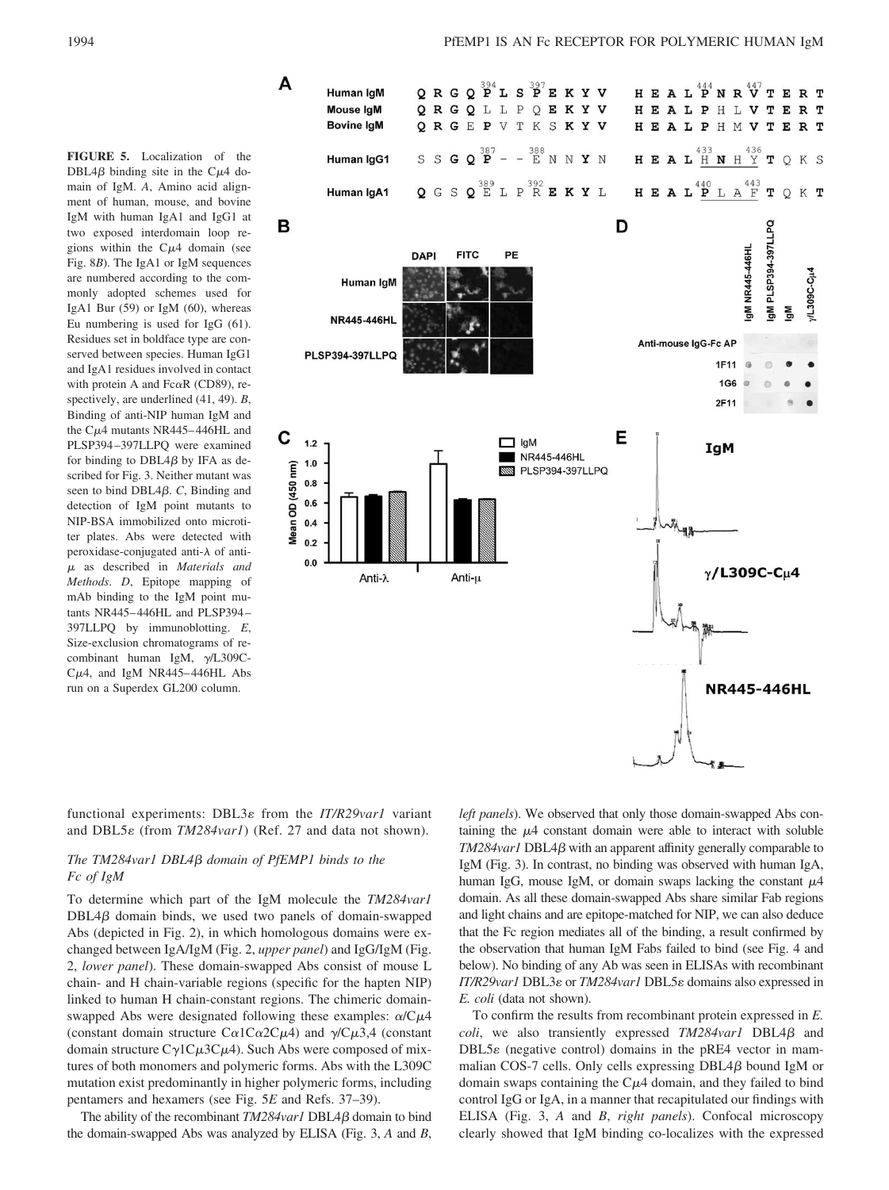**FIGURE 5.** Localization of the DBL4β binding site in the Cμ4 domain of IgM. *A*, Amino acid alignment of human, mouse, and bovine IgM with human IgA1 and IgG1 at two exposed interdomain loop regions within the Cμ4 domain (see Fig. 8*B*). The IgA1 or IgM sequences are numbered according to the commonly adopted schemes used for IgA1 Bur (59) or IgM (60), whereas Eu numbering is used for IgG (61). Residues set in boldface type are conserved between species. Human IgG1 and IgA1 residues involved in contact with protein A and FcαR (CD89), respectively, are underlined (41, 49). *B*, Binding of anti-NIP human IgM and the Cμ4 mutants NR445–446HL and PLSP394–397LLPQ were examined for binding to DBL4β by IFA as described for Fig. 3. Neither mutant was seen to bind DBL4β. *C*, Binding and detection of IgM point mutants to NIP-BSA immobilized onto microtiter plates. Abs were detected with peroxidase-conjugated anti-λ of anti-μ as described in *Materials and Methods*. *D*, Epitope mapping of mAb binding to the IgM point mutants NR445–446HL and PLSP394–397LLPQ by immunoblotting. *E*, Size-exclusion chromatograms of recombinant human IgM, γ/L309C-Cμ4, and IgM NR445–446HL Abs run on a Superdex GL200 column.

functional experiments: DBL3ε from the *IT/R29var1* variant and DBL5ε (from *TM284var1*) (Ref. 27 and data not shown).

### The TM284var1 DBL4β domain of PfEMP1 binds to the Fc of IgM

To determine which part of the IgM molecule the *TM284var1* DBL4β domain binds, we used two panels of domain-swapped Abs (depicted in Fig. 2), in which homologous domains were exchanged between IgA/IgM (Fig. 2, *upper panel*) and IgG/IgM (Fig. 2, *lower panel*). These domain-swapped Abs consist of mouse L chain- and H chain-variable regions (specific for the hapten NIP) linked to human H chain-constant regions. The chimeric domain-swapped Abs were designated following these examples: α/Cμ4 (constant domain structure Cα1Cα2Cμ4) and γ/Cμ3,4 (constant domain structure Cγ1Cμ3Cμ4). Such Abs were composed of mixtures of both monomers and polymeric forms. Abs with the L309C mutation exist predominantly in higher polymeric forms, including pentamers and hexamers (see Fig. 5*E* and Refs. 37–39).

The ability of the recombinant *TM284var1* DBL4β domain to bind the domain-swapped Abs was analyzed by ELISA (Fig. 3, *A* and *B*, *left panels*). We observed that only those domain-swapped Abs containing the μ4 constant domain were able to interact with soluble *TM284var1* DBL4β with an apparent affinity generally comparable to IgM (Fig. 3). In contrast, no binding was observed with human IgA, human IgG, mouse IgM, or domain swaps lacking the constant μ4 domain. As all these domain-swapped Abs share similar Fab regions and light chains and are epitope-matched for NIP, we can also deduce that the Fc region mediates all of the binding, a result confirmed by the observation that human IgM Fabs failed to bind (see Fig. 4 and below). No binding of any Ab was seen in ELISAs with recombinant *IT/R29var1* DBL3ε or *TM284var1* DBL5ε domains also expressed in *E. coli* (data not shown).

To confirm the results from recombinant protein expressed in *E. coli*, we also transiently expressed *TM284var1* DBL4β and DBL5ε (negative control) domains in the pRE4 vector in mammalian COS-7 cells. Only cells expressing DBL4β bound IgM or domain swaps containing the Cμ4 domain, and they failed to bind control IgG or IgA, in a manner that recapitulated our findings with ELISA (Fig. 3, *A* and *B*, *right panels*). Confocal microscopy clearly showed that IgM binding co-localizes with the expressed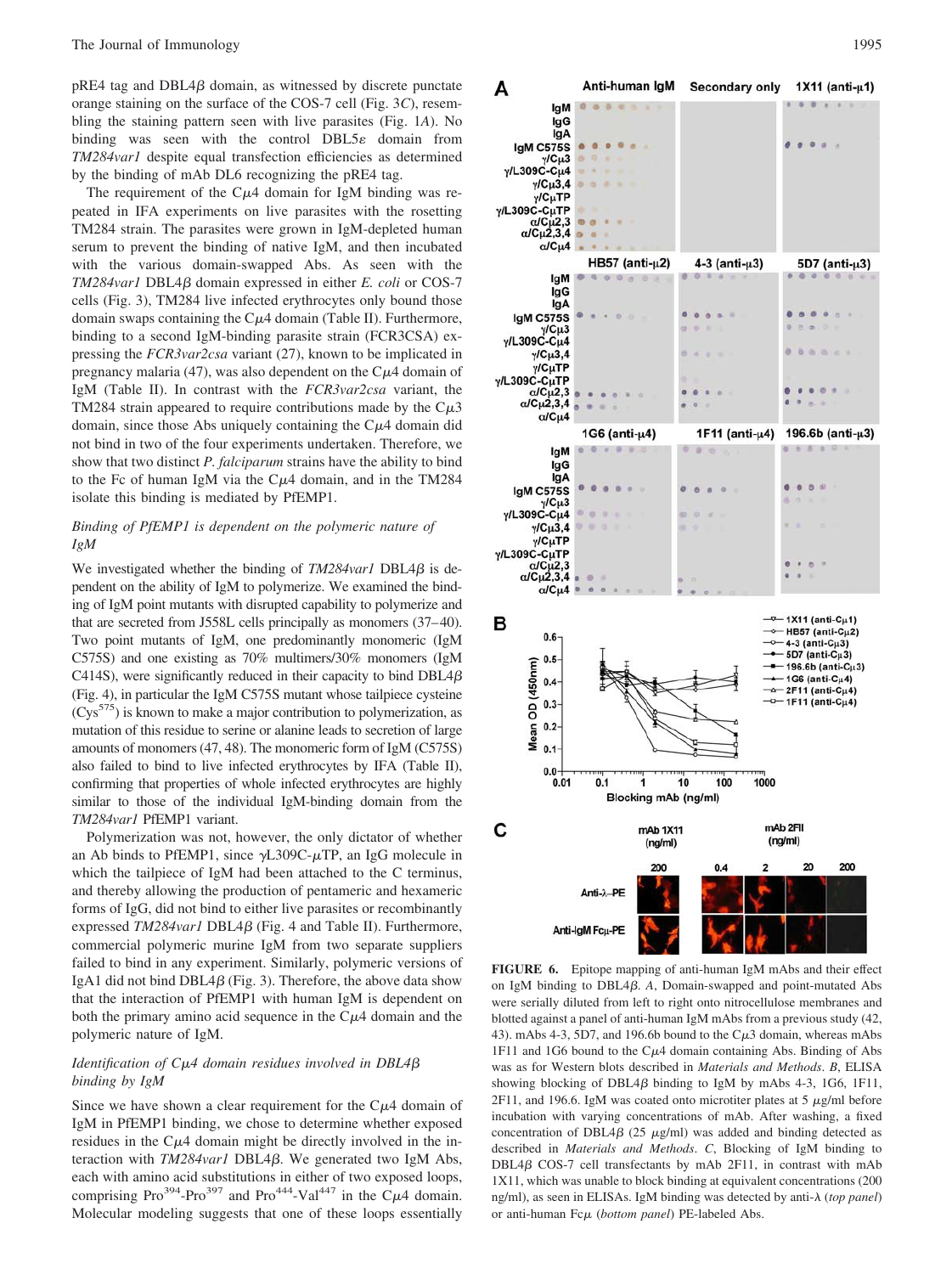pRE4 tag and DBL4β domain, as witnessed by discrete punctate orange staining on the surface of the COS-7 cell (Fig. 3*C*), resembling the staining pattern seen with live parasites (Fig. 1*A*). No binding was seen with the control DBL5ε domain from *TM284var1* despite equal transfection efficiencies as determined by the binding of mAb DL6 recognizing the pRE4 tag.

The requirement of the Cμ4 domain for IgM binding was repeated in IFA experiments on live parasites with the rosetting TM284 strain. The parasites were grown in IgM-depleted human serum to prevent the binding of native IgM, and then incubated with the various domain-swapped Abs. As seen with the *TM284var1* DBL4β domain expressed in either *E. coli* or COS-7 cells (Fig. 3), TM284 live infected erythrocytes only bound those domain swaps containing the Cμ4 domain (Table II). Furthermore, binding to a second IgM-binding parasite strain (FCR3CSA) expressing the *FCR3var2csa* variant (27), known to be implicated in pregnancy malaria (47), was also dependent on the Cμ4 domain of IgM (Table II). In contrast with the *FCR3var2csa* variant, the TM284 strain appeared to require contributions made by the Cμ3 domain, since those Abs uniquely containing the Cμ4 domain did not bind in two of the four experiments undertaken. Therefore, we show that two distinct *P. falciparum* strains have the ability to bind to the Fc of human IgM via the Cμ4 domain, and in the TM284 isolate this binding is mediated by PfEMP1.

### *Binding of PfEMP1 is dependent on the polymeric nature of IgM*

We investigated whether the binding of *TM284var1* DBL4β is dependent on the ability of IgM to polymerize. We examined the binding of IgM point mutants with disrupted capability to polymerize and that are secreted from J558L cells principally as monomers (37–40). Two point mutants of IgM, one predominantly monomeric (IgM C575S) and one existing as 70% multimers/30% monomers (IgM C414S), were significantly reduced in their capacity to bind DBL4β (Fig. 4), in particular the IgM C575S mutant whose tailpiece cysteine ($Cys^{575}$) is known to make a major contribution to polymerization, as mutation of this residue to serine or alanine leads to secretion of large amounts of monomers (47, 48). The monomeric form of IgM (C575S) also failed to bind to live infected erythrocytes by IFA (Table II), confirming that properties of whole infected erythrocytes are highly similar to those of the individual IgM-binding domain from the *TM284var1* PfEMP1 variant.

Polymerization was not, however, the only dictator of whether an Ab binds to PfEMP1, since γL309C-μTP, an IgG molecule in which the tailpiece of IgM had been attached to the C terminus, and thereby allowing the production of pentameric and hexameric forms of IgG, did not bind to either live parasites or recombinantly expressed *TM284var1* DBL4β (Fig. 4 and Table II). Furthermore, commercial polymeric murine IgM from two separate suppliers failed to bind in any experiment. Similarly, polymeric versions of IgA1 did not bind DBL4β (Fig. 3). Therefore, the above data show that the interaction of PfEMP1 with human IgM is dependent on both the primary amino acid sequence in the Cμ4 domain and the polymeric nature of IgM.

### *Identification of Cμ4 domain residues involved in DBL4β binding by IgM*

Since we have shown a clear requirement for the Cμ4 domain of IgM in PfEMP1 binding, we chose to determine whether exposed residues in the Cμ4 domain might be directly involved in the interaction with *TM284var1* DBL4β. We generated two IgM Abs, each with amino acid substitutions in either of two exposed loops, comprising $Pro^{394}$-$Pro^{397}$ and $Pro^{444}$-$Val^{447}$ in the Cμ4 domain. Molecular modeling suggests that one of these loops essentially

**FIGURE 6.** Epitope mapping of anti-human IgM mAbs and their effect on IgM binding to DBL4β. *A*, Domain-swapped and point-mutated Abs were serially diluted from left to right onto nitrocellulose membranes and blotted against a panel of anti-human IgM mAbs from a previous study (42, 43). mAbs 4-3, 5D7, and 196.6b bound to the Cμ3 domain, whereas mAbs 1F11 and 1G6 bound to the Cμ4 domain containing Abs. Binding of Abs was as for Western blots described in *Materials and Methods*. *B*, ELISA showing blocking of DBL4β binding to IgM by mAbs 4-3, 1G6, 1F11, 2F11, and 196.6. IgM was coated onto microtiter plates at 5 μg/ml before incubation with varying concentrations of mAb. After washing, a fixed concentration of DBL4β (25 μg/ml) was added and binding detected as described in *Materials and Methods*. *C*, Blocking of IgM binding to DBL4β COS-7 cell transfectants by mAb 2F11, in contrast with mAb 1X11, which was unable to block binding at equivalent concentrations (200 ng/ml), as seen in ELISAs. IgM binding was detected by anti-λ (*top panel*) or anti-human Fcμ (*bottom panel*) PE-labeled Abs.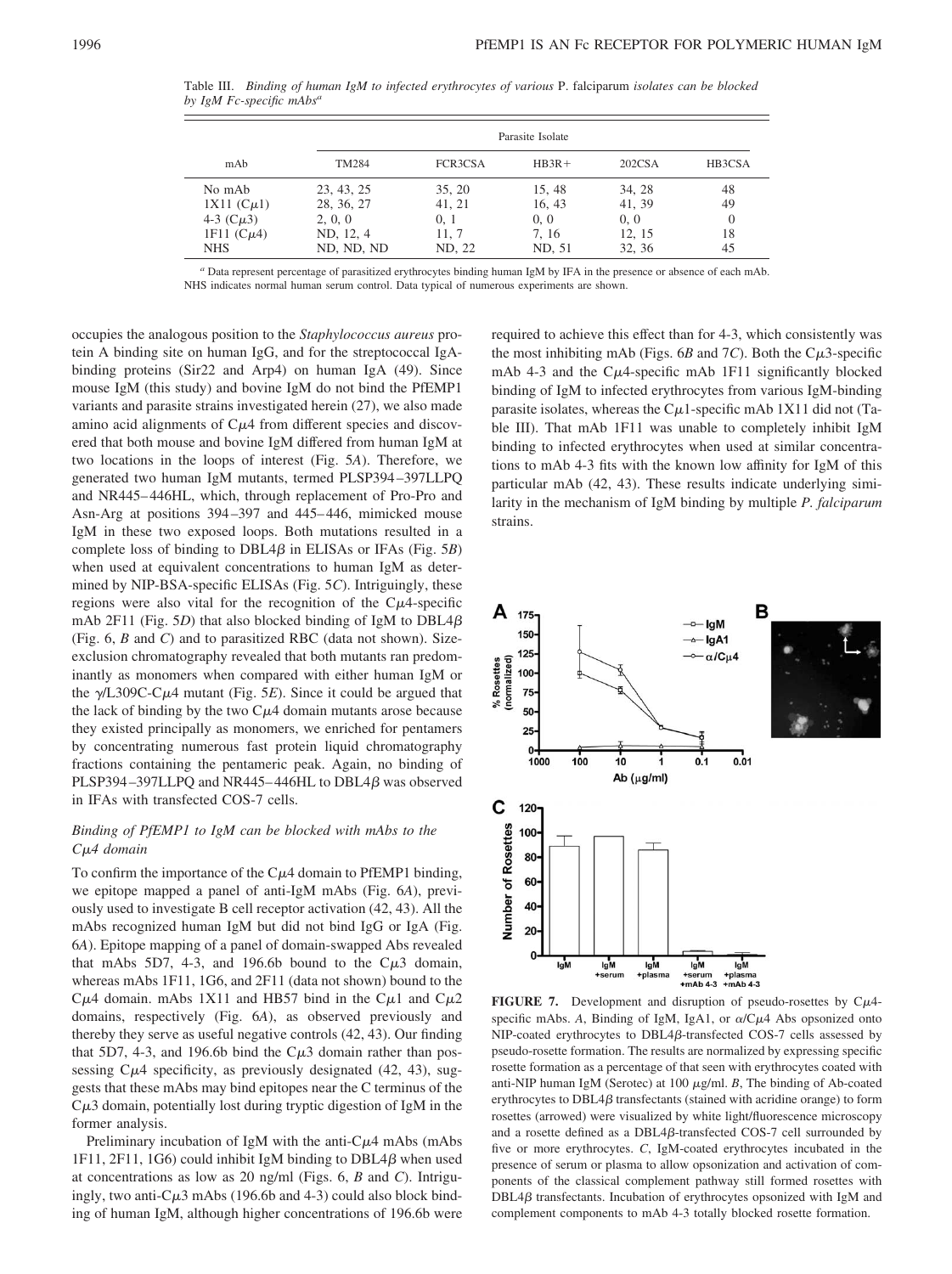Table III. *Binding of human IgM to infected erythrocytes of various* P. falciparum *isolates can be blocked by IgM Fc-specific mAbs*[a]

| mAb | Parasite Isolate | | | | |
|---|---|---|---|---|---|
| | TM284 | FCR3CSA | HB3R+ | 202CSA | HB3CSA |
| No mAb | 23, 43, 25 | 35, 20 | 15, 48 | 34, 28 | 48 |
| 1X11 (Cμ1) | 28, 36, 27 | 41, 21 | 16, 43 | 41, 39 | 49 |
| 4-3 (Cμ3) | 2, 0, 0 | 0, 1 | 0, 0 | 0, 0 | 0 |
| 1F11 (Cμ4) | ND, 12, 4 | 11, 7 | 7, 16 | 12, 15 | 18 |
| NHS | ND, ND, ND | ND, 22 | ND, 51 | 32, 36 | 45 |

[a] Data represent percentage of parasitized erythrocytes binding human IgM by IFA in the presence or absence of each mAb. NHS indicates normal human serum control. Data typical of numerous experiments are shown.

occupies the analogous position to the *Staphylococcus aureus* protein A binding site on human IgG, and for the streptococcal IgA-binding proteins (Sir22 and Arp4) on human IgA (49). Since mouse IgM (this study) and bovine IgM do not bind the PfEMP1 variants and parasite strains investigated herein (27), we also made amino acid alignments of Cμ4 from different species and discovered that both mouse and bovine IgM differed from human IgM at two locations in the loops of interest (Fig. 5*A*). Therefore, we generated two human IgM mutants, termed PLSP394–397LLPQ and NR445–446HL, which, through replacement of Pro-Pro and Asn-Arg at positions 394–397 and 445–446, mimicked mouse IgM in these two exposed loops. Both mutations resulted in a complete loss of binding to DBL4β in ELISAs or IFAs (Fig. 5*B*) when used at equivalent concentrations to human IgM as determined by NIP-BSA-specific ELISAs (Fig. 5*C*). Intriguingly, these regions were also vital for the recognition of the Cμ4-specific mAb 2F11 (Fig. 5*D*) that also blocked binding of IgM to DBL4β (Fig. 6, *B* and *C*) and to parasitized RBC (data not shown). Size-exclusion chromatography revealed that both mutants ran predominantly as monomers when compared with either human IgM or the γ/L309C-Cμ4 mutant (Fig. 5*E*). Since it could be argued that the lack of binding by the two Cμ4 domain mutants arose because they existed principally as monomers, we enriched for pentamers by concentrating numerous fast protein liquid chromatography fractions containing the pentameric peak. Again, no binding of PLSP394–397LLPQ and NR445–446HL to DBL4β was observed in IFAs with transfected COS-7 cells.

### *Binding of PfEMP1 to IgM can be blocked with mAbs to the Cμ4 domain*

To confirm the importance of the Cμ4 domain to PfEMP1 binding, we epitope mapped a panel of anti-IgM mAbs (Fig. 6*A*), previously used to investigate B cell receptor activation (42, 43). All the mAbs recognized human IgM but did not bind IgG or IgA (Fig. 6*A*). Epitope mapping of a panel of domain-swapped Abs revealed that mAbs 5D7, 4-3, and 196.6b bound to the Cμ3 domain, whereas mAbs 1F11, 1G6, and 2F11 (data not shown) bound to the Cμ4 domain. mAbs 1X11 and HB57 bind in the Cμ1 and Cμ2 domains, respectively (Fig. 6*A*), as observed previously and thereby they serve as useful negative controls (42, 43). Our finding that 5D7, 4-3, and 196.6b bind the Cμ3 domain rather than possessing Cμ4 specificity, as previously designated (42, 43), suggests that these mAbs may bind epitopes near the C terminus of the Cμ3 domain, potentially lost during tryptic digestion of IgM in the former analysis.

Preliminary incubation of IgM with the anti-Cμ4 mAbs (mAbs 1F11, 2F11, 1G6) could inhibit IgM binding to DBL4β when used at concentrations as low as 20 ng/ml (Figs. 6, *B* and *C*). Intriguingly, two anti-Cμ3 mAbs (196.6b and 4-3) could also block binding of human IgM, although higher concentrations of 196.6b were required to achieve this effect than for 4-3, which consistently was the most inhibiting mAb (Figs. 6*B* and 7*C*). Both the Cμ3-specific mAb 4-3 and the Cμ4-specific mAb 1F11 significantly blocked binding of IgM to infected erythrocytes from various IgM-binding parasite isolates, whereas the Cμ1-specific mAb 1X11 did not (Table III). That mAb 1F11 was unable to completely inhibit IgM binding to infected erythrocytes when used at similar concentrations to mAb 4-3 fits with the known low affinity for IgM of this particular mAb (42, 43). These results indicate underlying similarity in the mechanism of IgM binding by multiple *P. falciparum* strains.

**FIGURE 7.** Development and disruption of pseudo-rosettes by Cμ4-specific mAbs. *A*, Binding of IgM, IgA1, or α/Cμ4 Abs opsonized onto NIP-coated erythrocytes to DBL4β-transfected COS-7 cells assessed by pseudo-rosette formation. The results are normalized by expressing specific rosette formation as a percentage of that seen with erythrocytes coated with anti-NIP human IgM (Serotec) at 100 μg/ml. *B*, The binding of Ab-coated erythrocytes to DBL4β transfectants (stained with acridine orange) to form rosettes (arrowed) were visualized by white light/fluorescence microscopy and a rosette defined as a DBL4β-transfected COS-7 cell surrounded by five or more erythrocytes. *C*, IgM-coated erythrocytes incubated in the presence of serum or plasma to allow opsonization and activation of components of the classical complement pathway still formed rosettes with DBL4β transfectants. Incubation of erythrocytes opsonized with IgM and complement components to mAb 4-3 totally blocked rosette formation.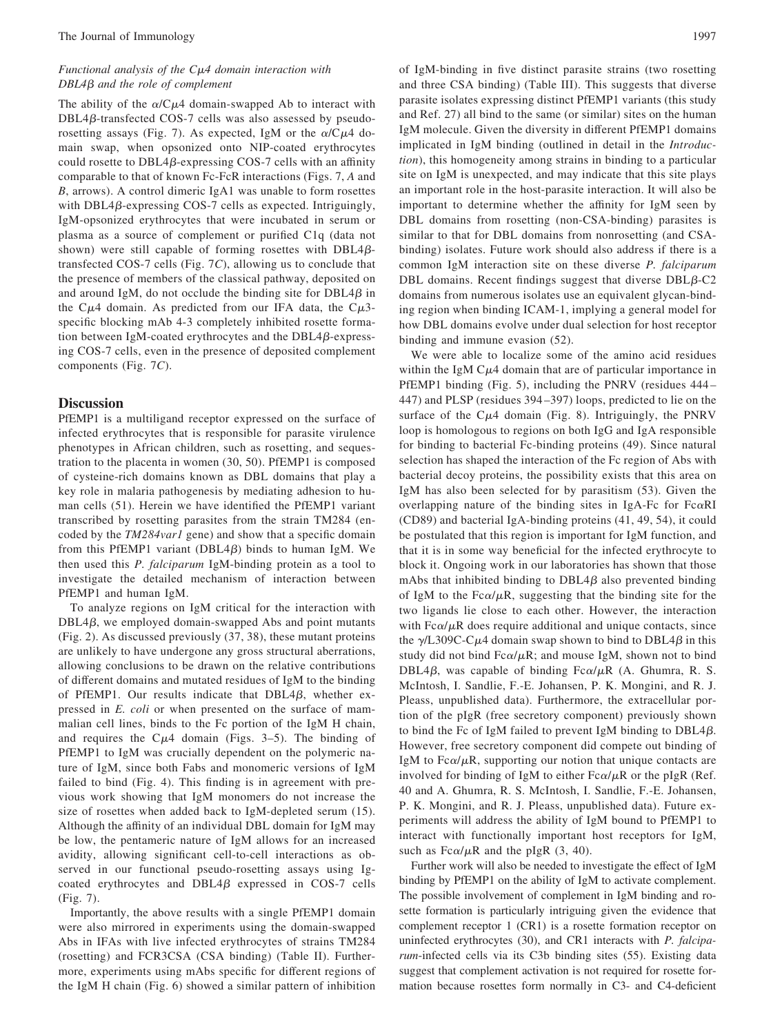*Functional analysis of the Cμ4 domain interaction with DBL4β and the role of complement*

The ability of the α/Cμ4 domain-swapped Ab to interact with DBL4β-transfected COS-7 cells was also assessed by pseudo-rosetting assays (Fig. 7). As expected, IgM or the α/Cμ4 domain swap, when opsonized onto NIP-coated erythrocytes could rosette to DBL4β-expressing COS-7 cells with an affinity comparable to that of known Fc-FcR interactions (Figs. 7, *A* and *B*, arrows). A control dimeric IgA1 was unable to form rosettes with DBL4β-expressing COS-7 cells as expected. Intriguingly, IgM-opsonized erythrocytes that were incubated in serum or plasma as a source of complement or purified C1q (data not shown) were still capable of forming rosettes with DBL4β-transfected COS-7 cells (Fig. 7*C*), allowing us to conclude that the presence of members of the classical pathway, deposited on and around IgM, do not occlude the binding site for DBL4β in the Cμ4 domain. As predicted from our IFA data, the Cμ3-specific blocking mAb 4-3 completely inhibited rosette formation between IgM-coated erythrocytes and the DBL4β-expressing COS-7 cells, even in the presence of deposited complement components (Fig. 7*C*).

## Discussion

PfEMP1 is a multiligand receptor expressed on the surface of infected erythrocytes that is responsible for parasite virulence phenotypes in African children, such as rosetting, and sequestration to the placenta in women (30, 50). PfEMP1 is composed of cysteine-rich domains known as DBL domains that play a key role in malaria pathogenesis by mediating adhesion to human cells (51). Herein we have identified the PfEMP1 variant transcribed by rosetting parasites from the strain TM284 (encoded by the *TM284var1* gene) and show that a specific domain from this PfEMP1 variant (DBL4β) binds to human IgM. We then used this *P. falciparum* IgM-binding protein as a tool to investigate the detailed mechanism of interaction between PfEMP1 and human IgM.

To analyze regions on IgM critical for the interaction with DBL4β, we employed domain-swapped Abs and point mutants (Fig. 2). As discussed previously (37, 38), these mutant proteins are unlikely to have undergone any gross structural aberrations, allowing conclusions to be drawn on the relative contributions of different domains and mutated residues of IgM to the binding of PfEMP1. Our results indicate that DBL4β, whether expressed in *E. coli* or when presented on the surface of mammalian cell lines, binds to the Fc portion of the IgM H chain, and requires the Cμ4 domain (Figs. 3–5). The binding of PfEMP1 to IgM was crucially dependent on the polymeric nature of IgM, since both Fabs and monomeric versions of IgM failed to bind (Fig. 4). This finding is in agreement with previous work showing that IgM monomers do not increase the size of rosettes when added back to IgM-depleted serum (15). Although the affinity of an individual DBL domain for IgM may be low, the pentameric nature of IgM allows for an increased avidity, allowing significant cell-to-cell interactions as observed in our functional pseudo-rosetting assays using Ig-coated erythrocytes and DBL4β expressed in COS-7 cells (Fig. 7).

Importantly, the above results with a single PfEMP1 domain were also mirrored in experiments using the domain-swapped Abs in IFAs with live infected erythrocytes of strains TM284 (rosetting) and FCR3CSA (CSA binding) (Table II). Furthermore, experiments using mAbs specific for different regions of the IgM H chain (Fig. 6) showed a similar pattern of inhibition of IgM-binding in five distinct parasite strains (two rosetting and three CSA binding) (Table III). This suggests that diverse parasite isolates expressing distinct PfEMP1 variants (this study and Ref. 27) all bind to the same (or similar) sites on the human IgM molecule. Given the diversity in different PfEMP1 domains implicated in IgM binding (outlined in detail in the *Introduction*), this homogeneity among strains in binding to a particular site on IgM is unexpected, and may indicate that this site plays an important role in the host-parasite interaction. It will also be important to determine whether the affinity for IgM seen by DBL domains from rosetting (non-CSA-binding) parasites is similar to that for DBL domains from nonrosetting (and CSA-binding) isolates. Future work should also address if there is a common IgM interaction site on these diverse *P. falciparum* DBL domains. Recent findings suggest that diverse DBLβ-C2 domains from numerous isolates use an equivalent glycan-binding region when binding ICAM-1, implying a general model for how DBL domains evolve under dual selection for host receptor binding and immune evasion (52).

We were able to localize some of the amino acid residues within the IgM Cμ4 domain that are of particular importance in PfEMP1 binding (Fig. 5), including the PNRV (residues 444–447) and PLSP (residues 394–397) loops, predicted to lie on the surface of the Cμ4 domain (Fig. 8). Intriguingly, the PNRV loop is homologous to regions on both IgG and IgA responsible for binding to bacterial Fc-binding proteins (49). Since natural selection has shaped the interaction of the Fc region of Abs with bacterial decoy proteins, the possibility exists that this area on IgM has also been selected for by parasitism (53). Given the overlapping nature of the binding sites in IgA-Fc for FcαRI (CD89) and bacterial IgA-binding proteins (41, 49, 54), it could be postulated that this region is important for IgM function, and that it is in some way beneficial for the infected erythrocyte to block it. Ongoing work in our laboratories has shown that those mAbs that inhibited binding to DBL4β also prevented binding of IgM to the Fcα/μR, suggesting that the binding site for the two ligands lie close to each other. However, the interaction with Fcα/μR does require additional and unique contacts, since the γ/L309C-Cμ4 domain swap shown to bind to DBL4β in this study did not bind Fcα/μR; and mouse IgM, shown not to bind DBL4β, was capable of binding Fcα/μR (A. Ghumra, R. S. McIntosh, I. Sandlie, F.-E. Johansen, P. K. Mongini, and R. J. Pleass, unpublished data). Furthermore, the extracellular portion of the pIgR (free secretory component) previously shown to bind the Fc of IgM failed to prevent IgM binding to DBL4β. However, free secretory component did compete out binding of IgM to Fcα/μR, supporting our notion that unique contacts are involved for binding of IgM to either Fcα/μR or the pIgR (Ref. 40 and A. Ghumra, R. S. McIntosh, I. Sandlie, F.-E. Johansen, P. K. Mongini, and R. J. Pleass, unpublished data). Future experiments will address the ability of IgM bound to PfEMP1 to interact with functionally important host receptors for IgM, such as Fcα/μR and the pIgR (3, 40).

Further work will also be needed to investigate the effect of IgM binding by PfEMP1 on the ability of IgM to activate complement. The possible involvement of complement in IgM binding and rosette formation is particularly intriguing given the evidence that complement receptor 1 (CR1) is a rosette formation receptor on uninfected erythrocytes (30), and CR1 interacts with *P. falciparum*-infected cells via its C3b binding sites (55). Existing data suggest that complement activation is not required for rosette formation because rosettes form normally in C3- and C4-deficient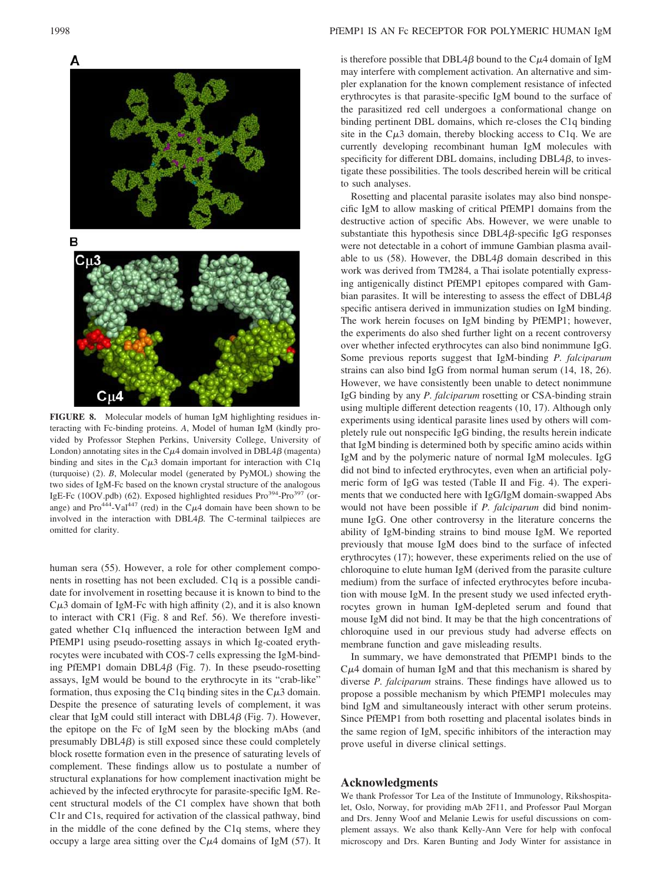**FIGURE 8.** Molecular models of human IgM highlighting residues interacting with Fc-binding proteins. *A*, Model of human IgM (kindly provided by Professor Stephen Perkins, University College, University of London) annotating sites in the Cμ4 domain involved in DBL4β (magenta) binding and sites in the Cμ3 domain important for interaction with C1q (turquoise) (2). *B*, Molecular model (generated by PyMOL) showing the two sides of IgM-Fc based on the known crystal structure of the analogous IgE-Fc (1OOV.pdb) (62). Exposed highlighted residues Pro[394]-Pro[397] (orange) and Pro[444]-Val[447] (red) in the Cμ4 domain have been shown to be involved in the interaction with DBL4β. The C-terminal tailpieces are omitted for clarity.

human sera (55). However, a role for other complement components in rosetting has not been excluded. C1q is a possible candidate for involvement in rosetting because it is known to bind to the Cμ3 domain of IgM-Fc with high affinity (2), and it is also known to interact with CR1 (Fig. 8 and Ref. 56). We therefore investigated whether C1q influenced the interaction between IgM and PfEMP1 using pseudo-rosetting assays in which Ig-coated erythrocytes were incubated with COS-7 cells expressing the IgM-binding PfEMP1 domain DBL4β (Fig. 7). In these pseudo-rosetting assays, IgM would be bound to the erythrocyte in its "crab-like" formation, thus exposing the C1q binding sites in the Cμ3 domain. Despite the presence of saturating levels of complement, it was clear that IgM could still interact with DBL4β (Fig. 7). However, the epitope on the Fc of IgM seen by the blocking mAbs (and presumably DBL4β) is still exposed since these could completely block rosette formation even in the presence of saturating levels of complement. These findings allow us to postulate a number of structural explanations for how complement inactivation might be achieved by the infected erythrocyte for parasite-specific IgM. Recent structural models of the C1 complex have shown that both C1r and C1s, required for activation of the classical pathway, bind in the middle of the cone defined by the C1q stems, where they occupy a large area sitting over the Cμ4 domains of IgM (57). It is therefore possible that DBL4β bound to the Cμ4 domain of IgM may interfere with complement activation. An alternative and simpler explanation for the known complement resistance of infected erythrocytes is that parasite-specific IgM bound to the surface of the parasitized red cell undergoes a conformational change on binding pertinent DBL domains, which re-closes the C1q binding site in the Cμ3 domain, thereby blocking access to C1q. We are currently developing recombinant human IgM molecules with specificity for different DBL domains, including DBL4β, to investigate these possibilities. The tools described herein will be critical to such analyses.

Rosetting and placental parasite isolates may also bind nonspecific IgM to allow masking of critical PfEMP1 domains from the destructive action of specific Abs. However, we were unable to substantiate this hypothesis since DBL4β-specific IgG responses were not detectable in a cohort of immune Gambian plasma available to us (58). However, the DBL4β domain described in this work was derived from TM284, a Thai isolate potentially expressing antigenically distinct PfEMP1 epitopes compared with Gambian parasites. It will be interesting to assess the effect of DBL4β specific antisera derived in immunization studies on IgM binding. The work herein focuses on IgM binding by PfEMP1; however, the experiments do also shed further light on a recent controversy over whether infected erythrocytes can also bind nonimmune IgG. Some previous reports suggest that IgM-binding *P. falciparum* strains can also bind IgG from normal human serum (14, 18, 26). However, we have consistently been unable to detect nonimmune IgG binding by any *P. falciparum* rosetting or CSA-binding strain using multiple different detection reagents (10, 17). Although only experiments using identical parasite lines used by others will completely rule out nonspecific IgG binding, the results herein indicate that IgM binding is determined both by specific amino acids within IgM and by the polymeric nature of normal IgM molecules. IgG did not bind to infected erythrocytes, even when an artificial polymeric form of IgG was tested (Table II and Fig. 4). The experiments that we conducted here with IgG/IgM domain-swapped Abs would not have been possible if *P. falciparum* did bind nonimmune IgG. One other controversy in the literature concerns the ability of IgM-binding strains to bind mouse IgM. We reported previously that mouse IgM does bind to the surface of infected erythrocytes (17); however, these experiments relied on the use of chloroquine to elute human IgM (derived from the parasite culture medium) from the surface of infected erythrocytes before incubation with mouse IgM. In the present study we used infected erythrocytes grown in human IgM-depleted serum and found that mouse IgM did not bind. It may be that the high concentrations of chloroquine used in our previous study had adverse effects on membrane function and gave misleading results.

In summary, we have demonstrated that PfEMP1 binds to the Cμ4 domain of human IgM and that this mechanism is shared by diverse *P. falciparum* strains. These findings have allowed us to propose a possible mechanism by which PfEMP1 molecules may bind IgM and simultaneously interact with other serum proteins. Since PfEMP1 from both rosetting and placental isolates binds in the same region of IgM, specific inhibitors of the interaction may prove useful in diverse clinical settings.

## Acknowledgments

We thank Professor Tor Lea of the Institute of Immunology, Rikshospitalet, Oslo, Norway, for providing mAb 2F11, and Professor Paul Morgan and Drs. Jenny Woof and Melanie Lewis for useful discussions on complement assays. We also thank Kelly-Ann Vere for help with confocal microscopy and Drs. Karen Bunting and Jody Winter for assistance in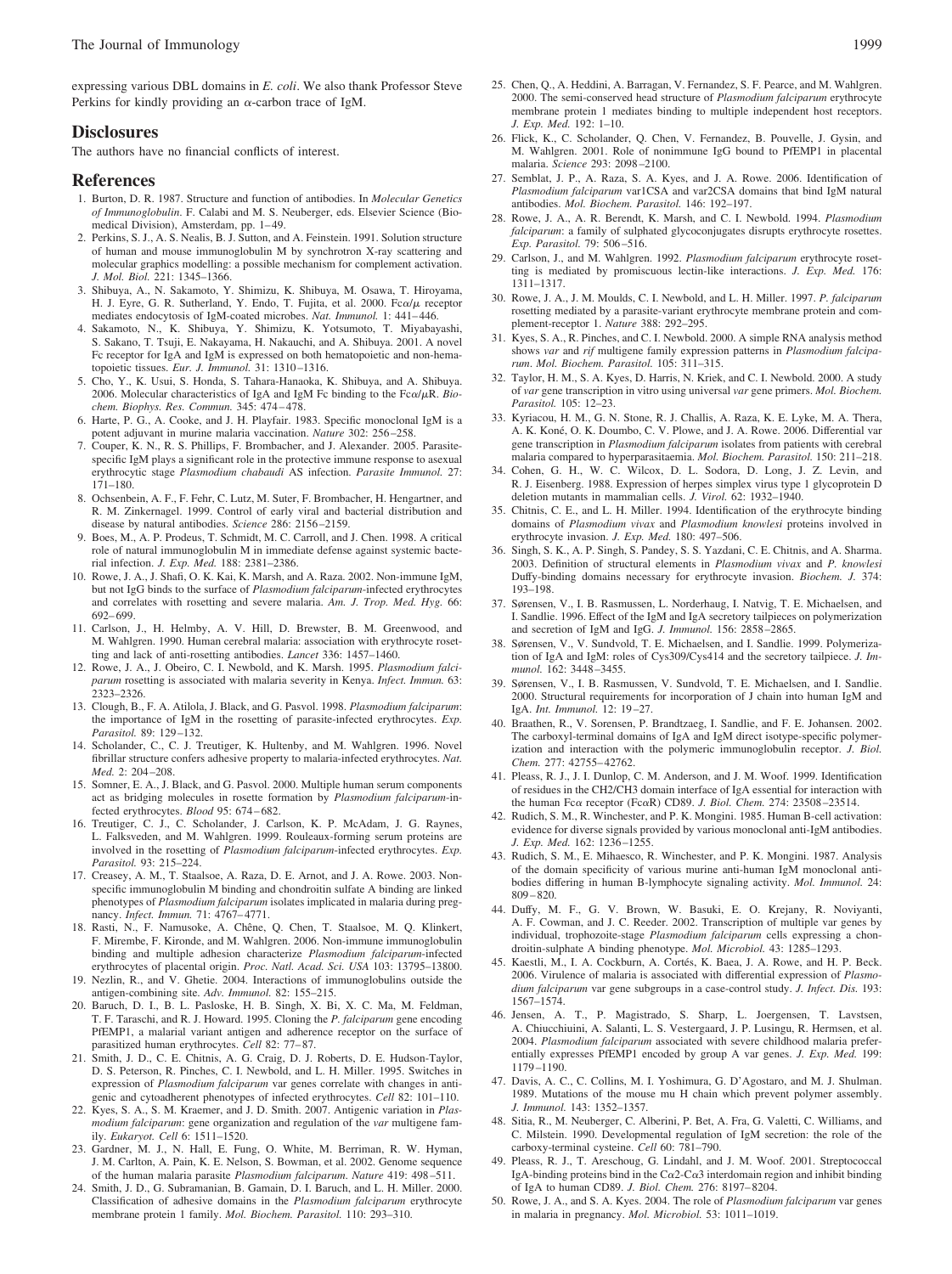expressing various DBL domains in *E. coli*. We also thank Professor Steve Perkins for kindly providing an α-carbon trace of IgM.

## Disclosures

The authors have no financial conflicts of interest.

## References

1. Burton, D. R. 1987. Structure and function of antibodies. In *Molecular Genetics of Immunoglobulin*. F. Calabi and M. S. Neuberger, eds. Elsevier Science (Biomedical Division), Amsterdam, pp. 1–49.
2. Perkins, S. J., A. S. Nealis, B. J. Sutton, and A. Feinstein. 1991. Solution structure of human and mouse immunoglobulin M by synchrotron X-ray scattering and molecular graphics modelling: a possible mechanism for complement activation. *J. Mol. Biol.* 221: 1345–1366.
3. Shibuya, A., N. Sakamoto, Y. Shimizu, K. Shibuya, M. Osawa, T. Hiroyama, H. J. Eyre, G. R. Sutherland, Y. Endo, T. Fujita, et al. 2000. Fcα/μ receptor mediates endocytosis of IgM-coated microbes. *Nat. Immunol.* 1: 441–446.
4. Sakamoto, N., K. Shibuya, Y. Shimizu, K. Yotsumoto, T. Miyabayashi, S. Sakano, T. Tsuji, E. Nakayama, H. Nakauchi, and A. Shibuya. 2001. A novel Fc receptor for IgA and IgM is expressed on both hematopoietic and non-hematopoietic tissues. *Eur. J. Immunol.* 31: 1310–1316.
5. Cho, Y., K. Usui, S. Honda, S. Tahara-Hanaoka, K. Shibuya, and A. Shibuya. 2006. Molecular characteristics of IgA and IgM Fc binding to the Fcα/μR. *Biochem. Biophys. Res. Commun.* 345: 474–478.
6. Harte, P. G., A. Cooke, and J. H. Playfair. 1983. Specific monoclonal IgM is a potent adjuvant in murine malaria vaccination. *Nature* 302: 256–258.
7. Couper, K. N., R. S. Phillips, F. Brombacher, and J. Alexander. 2005. Parasite-specific IgM plays a significant role in the protective immune response to asexual erythrocytic stage *Plasmodium chabaudi* AS infection. *Parasite Immunol.* 27: 171–180.
8. Ochsenbein, A. F., F. Fehr, C. Lutz, M. Suter, F. Brombacher, H. Hengartner, and R. M. Zinkernagel. 1999. Control of early viral and bacterial distribution and disease by natural antibodies. *Science* 286: 2156–2159.
9. Boes, M., A. P. Prodeus, T. Schmidt, M. C. Carroll, and J. Chen. 1998. A critical role of natural immunoglobulin M in immediate defense against systemic bacterial infection. *J. Exp. Med.* 188: 2381–2386.
10. Rowe, J. A., J. Shafi, O. K. Kai, K. Marsh, and A. Raza. 2002. Non-immune IgM, but not IgG binds to the surface of *Plasmodium falciparum*-infected erythrocytes and correlates with rosetting and severe malaria. *Am. J. Trop. Med. Hyg.* 66: 692–699.
11. Carlson, J., H. Helmby, A. V. Hill, D. Brewster, B. M. Greenwood, and M. Wahlgren. 1990. Human cerebral malaria: association with erythrocyte rosetting and lack of anti-rosetting antibodies. *Lancet* 336: 1457–1460.
12. Rowe, J. A., J. Obeiro, C. I. Newbold, and K. Marsh. 1995. *Plasmodium falciparum* rosetting is associated with malaria severity in Kenya. *Infect. Immun.* 63: 2323–2326.
13. Clough, B., F. A. Atilola, J. Black, and G. Pasvol. 1998. *Plasmodium falciparum*: the importance of IgM in the rosetting of parasite-infected erythrocytes. *Exp. Parasitol.* 89: 129–132.
14. Scholander, C., C. J. Treutiger, K. Hultenby, and M. Wahlgren. 1996. Novel fibrillar structure confers adhesive property to malaria-infected erythrocytes. *Nat. Med.* 2: 204–208.
15. Somner, E. A., J. Black, and G. Pasvol. 2000. Multiple human serum components act as bridging molecules in rosette formation by *Plasmodium falciparum*-infected erythrocytes. *Blood* 95: 674–682.
16. Treutiger, C. J., C. Scholander, J. Carlson, K. P. McAdam, J. G. Raynes, L. Falksveden, and M. Wahlgren. 1999. Rouleaux-forming serum proteins are involved in the rosetting of *Plasmodium falciparum*-infected erythrocytes. *Exp. Parasitol.* 93: 215–224.
17. Creasey, A. M., T. Staalsoe, A. Raza, D. E. Arnot, and J. A. Rowe. 2003. Nonspecific immunoglobulin M binding and chondroitin sulfate A binding are linked phenotypes of *Plasmodium falciparum* isolates implicated in malaria during pregnancy. *Infect. Immun.* 71: 4767–4771.
18. Rasti, N., F. Namusoke, A. Chêne, Q. Chen, T. Staalsoe, M. Q. Klinkert, F. Mirembe, F. Kironde, and M. Wahlgren. 2006. Non-immune immunoglobulin binding and multiple adhesion characterize *Plasmodium falciparum*-infected erythrocytes of placental origin. *Proc. Natl. Acad. Sci. USA* 103: 13795–13800.
19. Nezlin, R., and V. Ghetie. 2004. Interactions of immunoglobulins outside the antigen-combining site. *Adv. Immunol.* 82: 155–215.
20. Baruch, D. I., B. L. Pasloske, H. B. Singh, X. Bi, X. C. Ma, M. Feldman, T. F. Taraschi, and R. J. Howard. 1995. Cloning the *P. falciparum* gene encoding PfEMP1, a malarial variant antigen and adherence receptor on the surface of parasitized human erythrocytes. *Cell* 82: 77–87.
21. Smith, J. D., C. E. Chitnis, A. G. Craig, D. J. Roberts, D. E. Hudson-Taylor, D. S. Peterson, R. Pinches, C. I. Newbold, and L. H. Miller. 1995. Switches in expression of *Plasmodium falciparum* var genes correlate with changes in antigenic and cytoadherent phenotypes of infected erythrocytes. *Cell* 82: 101–110.
22. Kyes, S. A., S. M. Kraemer, and J. D. Smith. 2007. Antigenic variation in *Plasmodium falciparum*: gene organization and regulation of the *var* multigene family. *Eukaryot. Cell* 6: 1511–1520.
23. Gardner, M. J., N. Hall, E. Fung, O. White, M. Berriman, R. W. Hyman, J. M. Carlton, A. Pain, K. E. Nelson, S. Bowman, et al. 2002. Genome sequence of the human malaria parasite *Plasmodium falciparum*. *Nature* 419: 498–511.
24. Smith, J. D., G. Subramanian, B. Gamain, D. I. Baruch, and L. H. Miller. 2000. Classification of adhesive domains in the *Plasmodium falciparum* erythrocyte membrane protein 1 family. *Mol. Biochem. Parasitol.* 110: 293–310.
25. Chen, Q., A. Heddini, A. Barragan, V. Fernandez, S. F. Pearce, and M. Wahlgren. 2000. The semi-conserved head structure of *Plasmodium falciparum* erythrocyte membrane protein 1 mediates binding to multiple independent host receptors. *J. Exp. Med.* 192: 1–10.
26. Flick, K., C. Scholander, Q. Chen, V. Fernandez, B. Pouvelle, J. Gysin, and M. Wahlgren. 2001. Role of nonimmune IgG bound to PfEMP1 in placental malaria. *Science* 293: 2098–2100.
27. Semblat, J. P., A. Raza, S. A. Kyes, and J. A. Rowe. 2006. Identification of *Plasmodium falciparum* var1CSA and var2CSA domains that bind IgM natural antibodies. *Mol. Biochem. Parasitol.* 146: 192–197.
28. Rowe, J. A., R. A. Berendt, K. Marsh, and C. I. Newbold. 1994. *Plasmodium falciparum*: a family of sulphated glycoconjugates disrupts erythrocyte rosettes. *Exp. Parasitol.* 79: 506–516.
29. Carlson, J., and M. Wahlgren. 1992. *Plasmodium falciparum* erythrocyte rosetting is mediated by promiscuous lectin-like interactions. *J. Exp. Med.* 176: 1311–1317.
30. Rowe, J. A., J. M. Moulds, C. I. Newbold, and L. H. Miller. 1997. *P. falciparum* rosetting mediated by a parasite-variant erythrocyte membrane protein and complement-receptor 1. *Nature* 388: 292–295.
31. Kyes, S. A., R. Pinches, and C. I. Newbold. 2000. A simple RNA analysis method shows *var* and *rif* multigene family expression patterns in *Plasmodium falciparum*. *Mol. Biochem. Parasitol.* 105: 311–315.
32. Taylor, H. M., S. A. Kyes, D. Harris, N. Kriek, and C. I. Newbold. 2000. A study of *var* gene transcription in vitro using universal *var* gene primers. *Mol. Biochem. Parasitol.* 105: 12–23.
33. Kyriacou, H. M., G. N. Stone, R. J. Challis, A. Raza, K. E. Lyke, M. A. Thera, A. K. Koné, O. K. Doumbo, C. V. Plowe, and J. A. Rowe. 2006. Differential var gene transcription in *Plasmodium falciparum* isolates from patients with cerebral malaria compared to hyperparasitaemia. *Mol. Biochem. Parasitol.* 150: 211–218.
34. Cohen, G. H., W. C. Wilcox, D. L. Sodora, D. Long, J. Z. Levin, and R. J. Eisenberg. 1988. Expression of herpes simplex virus type 1 glycoprotein D deletion mutants in mammalian cells. *J. Virol.* 62: 1932–1940.
35. Chitnis, C. E., and L. H. Miller. 1994. Identification of the erythrocyte binding domains of *Plasmodium vivax* and *Plasmodium knowlesi* proteins involved in erythrocyte invasion. *J. Exp. Med.* 180: 497–506.
36. Singh, S. K., A. P. Singh, S. Pandey, S. S. Yazdani, C. E. Chitnis, and A. Sharma. 2003. Definition of structural elements in *Plasmodium vivax* and *P. knowlesi* Duffy-binding domains necessary for erythrocyte invasion. *Biochem. J.* 374: 193–198.
37. Sørensen, V., I. B. Rasmussen, L. Norderhaug, I. Natvig, T. E. Michaelsen, and I. Sandlie. 1996. Effect of the IgM and IgA secretory tailpieces on polymerization and secretion of IgM and IgG. *J. Immunol.* 156: 2858–2865.
38. Sørensen, V., V. Sundvold, T. E. Michaelsen, and I. Sandlie. 1999. Polymerization of IgA and IgM: roles of Cys309/Cys414 and the secretory tailpiece. *J. Immunol.* 162: 3448–3455.
39. Sørensen, V., I. B. Rasmussen, V. Sundvold, T. E. Michaelsen, and I. Sandlie. 2000. Structural requirements for incorporation of J chain into human IgM and IgA. *Int. Immunol.* 12: 19–27.
40. Braathen, R., V. Sorensen, P. Brandtzaeg, I. Sandlie, and F. E. Johansen. 2002. The carboxyl-terminal domains of IgA and IgM direct isotype-specific polymerization and interaction with the polymeric immunoglobulin receptor. *J. Biol. Chem.* 277: 42755–42762.
41. Pleass, R. J., J. I. Dunlop, C. M. Anderson, and J. M. Woof. 1999. Identification of residues in the CH2/CH3 domain interface of IgA essential for interaction with the human Fcα receptor (FcαR) CD89. *J. Biol. Chem.* 274: 23508–23514.
42. Rudich, S. M., R. Winchester, and P. K. Mongini. 1985. Human B-cell activation: evidence for diverse signals provided by various monoclonal anti-IgM antibodies. *J. Exp. Med.* 162: 1236–1255.
43. Rudich, S. M., E. Mihaesco, R. Winchester, and P. K. Mongini. 1987. Analysis of the domain specificity of various murine anti-human IgM monoclonal antibodies differing in human B-lymphocyte signaling activity. *Mol. Immunol.* 24: 809–820.
44. Duffy, M. F., G. V. Brown, W. Basuki, E. O. Krejany, R. Noviyanti, A. F. Cowman, and J. C. Reeder. 2002. Transcription of multiple var genes by individual, trophozoite-stage *Plasmodium falciparum* cells expressing a chondroitin-sulphate A binding phenotype. *Mol. Microbiol.* 43: 1285–1293.
45. Kaestli, M., I. A. Cockburn, A. Cortés, K. Baea, J. A. Rowe, and H. P. Beck. 2006. Virulence of malaria is associated with differential expression of *Plasmodium falciparum* var gene subgroups in a case-control study. *J. Infect. Dis.* 193: 1567–1574.
46. Jensen, A. T., P. Magistrado, S. Sharp, L. Joergensen, T. Lavstsen, A. Chiucchiuini, A. Salanti, L. S. Vestergaard, J. P. Lusingu, R. Hermsen, et al. 2004. *Plasmodium falciparum* associated with severe childhood malaria preferentially expresses PfEMP1 encoded by group A var genes. *J. Exp. Med.* 199: 1179–1190.
47. Davis, A. C., C. Collins, M. I. Yoshimura, G. D'Agostaro, and M. J. Shulman. 1989. Mutations of the mouse mu H chain which prevent polymer assembly. *J. Immunol.* 143: 1352–1357.
48. Sitia, R., M. Neuberger, C. Alberini, P. Bet, A. Fra, G. Valetti, C. Williams, and C. Milstein. 1990. Developmental regulation of IgM secretion: the role of the carboxy-terminal cysteine. *Cell* 60: 781–790.
49. Pleass, R. J., T. Areschoug, G. Lindahl, and J. M. Woof. 2001. Streptococcal IgA-binding proteins bind in the Cα2-Cα3 interdomain region and inhibit binding of IgA to human CD89. *J. Biol. Chem.* 276: 8197–8204.
50. Rowe, J. A., and S. A. Kyes. 2004. The role of *Plasmodium falciparum* var genes in malaria in pregnancy. *Mol. Microbiol.* 53: 1011–1019.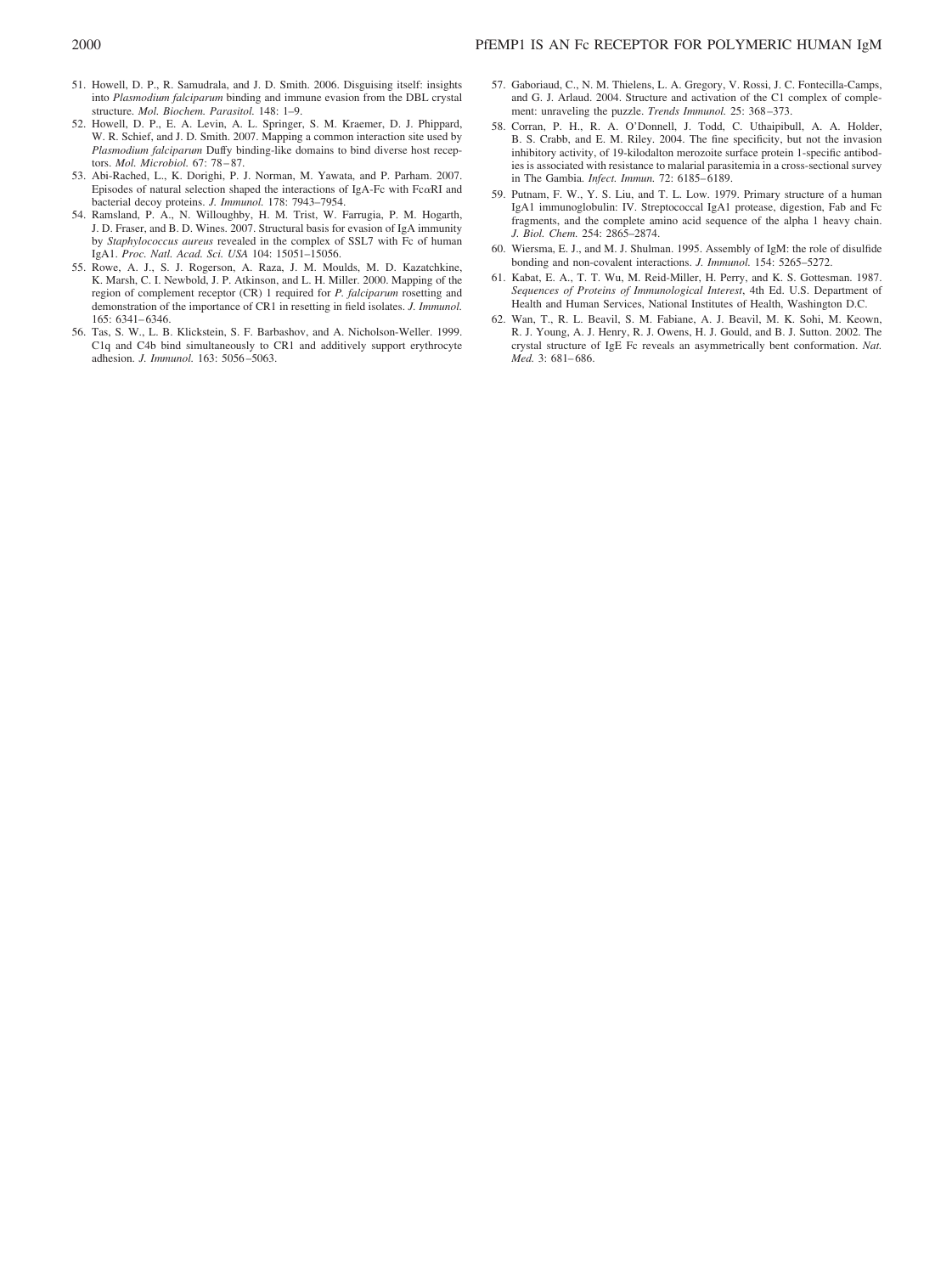51. Howell, D. P., R. Samudrala, and J. D. Smith. 2006. Disguising itself: insights into *Plasmodium falciparum* binding and immune evasion from the DBL crystal structure. *Mol. Biochem. Parasitol.* 148: 1–9.
52. Howell, D. P., E. A. Levin, A. L. Springer, S. M. Kraemer, D. J. Phippard, W. R. Schief, and J. D. Smith. 2007. Mapping a common interaction site used by *Plasmodium falciparum* Duffy binding-like domains to bind diverse host receptors. *Mol. Microbiol.* 67: 78–87.
53. Abi-Rached, L., K. Dorighi, P. J. Norman, M. Yawata, and P. Parham. 2007. Episodes of natural selection shaped the interactions of IgA-Fc with FcαRI and bacterial decoy proteins. *J. Immunol.* 178: 7943–7954.
54. Ramsland, P. A., N. Willoughby, H. M. Trist, W. Farrugia, P. M. Hogarth, J. D. Fraser, and B. D. Wines. 2007. Structural basis for evasion of IgA immunity by *Staphylococcus aureus* revealed in the complex of SSL7 with Fc of human IgA1. *Proc. Natl. Acad. Sci. USA* 104: 15051–15056.
55. Rowe, A. J., S. J. Rogerson, A. Raza, J. M. Moulds, M. D. Kazatchkine, K. Marsh, C. I. Newbold, J. P. Atkinson, and L. H. Miller. 2000. Mapping of the region of complement receptor (CR) 1 required for *P. falciparum* rosetting and demonstration of the importance of CR1 in resetting in field isolates. *J. Immunol.* 165: 6341–6346.
56. Tas, S. W., L. B. Klickstein, S. F. Barbashov, and A. Nicholson-Weller. 1999. C1q and C4b bind simultaneously to CR1 and additively support erythrocyte adhesion. *J. Immunol.* 163: 5056–5063.
57. Gaboriaud, C., N. M. Thielens, L. A. Gregory, V. Rossi, J. C. Fontecilla-Camps, and G. J. Arlaud. 2004. Structure and activation of the C1 complex of complement: unraveling the puzzle. *Trends Immunol.* 25: 368–373.
58. Corran, P. H., R. A. O'Donnell, J. Todd, C. Uthaipibull, A. A. Holder, B. S. Crabb, and E. M. Riley. 2004. The fine specificity, but not the invasion inhibitory activity, of 19-kilodalton merozoite surface protein 1-specific antibodies is associated with resistance to malarial parasitemia in a cross-sectional survey in The Gambia. *Infect. Immun.* 72: 6185–6189.
59. Putnam, F. W., Y. S. Liu, and T. L. Low. 1979. Primary structure of a human IgA1 immunoglobulin: IV. Streptococcal IgA1 protease, digestion, Fab and Fc fragments, and the complete amino acid sequence of the alpha 1 heavy chain. *J. Biol. Chem.* 254: 2865–2874.
60. Wiersma, E. J., and M. J. Shulman. 1995. Assembly of IgM: the role of disulfide bonding and non-covalent interactions. *J. Immunol.* 154: 5265–5272.
61. Kabat, E. A., T. T. Wu, M. Reid-Miller, H. Perry, and K. S. Gottesman. 1987. *Sequences of Proteins of Immunological Interest*, 4th Ed. U.S. Department of Health and Human Services, National Institutes of Health, Washington D.C.
62. Wan, T., R. L. Beavil, S. M. Fabiane, A. J. Beavil, M. K. Sohi, M. Keown, R. J. Young, A. J. Henry, R. J. Owens, H. J. Gould, and B. J. Sutton. 2002. The crystal structure of IgE Fc reveals an asymmetrically bent conformation. *Nat. Med.* 3: 681–686.